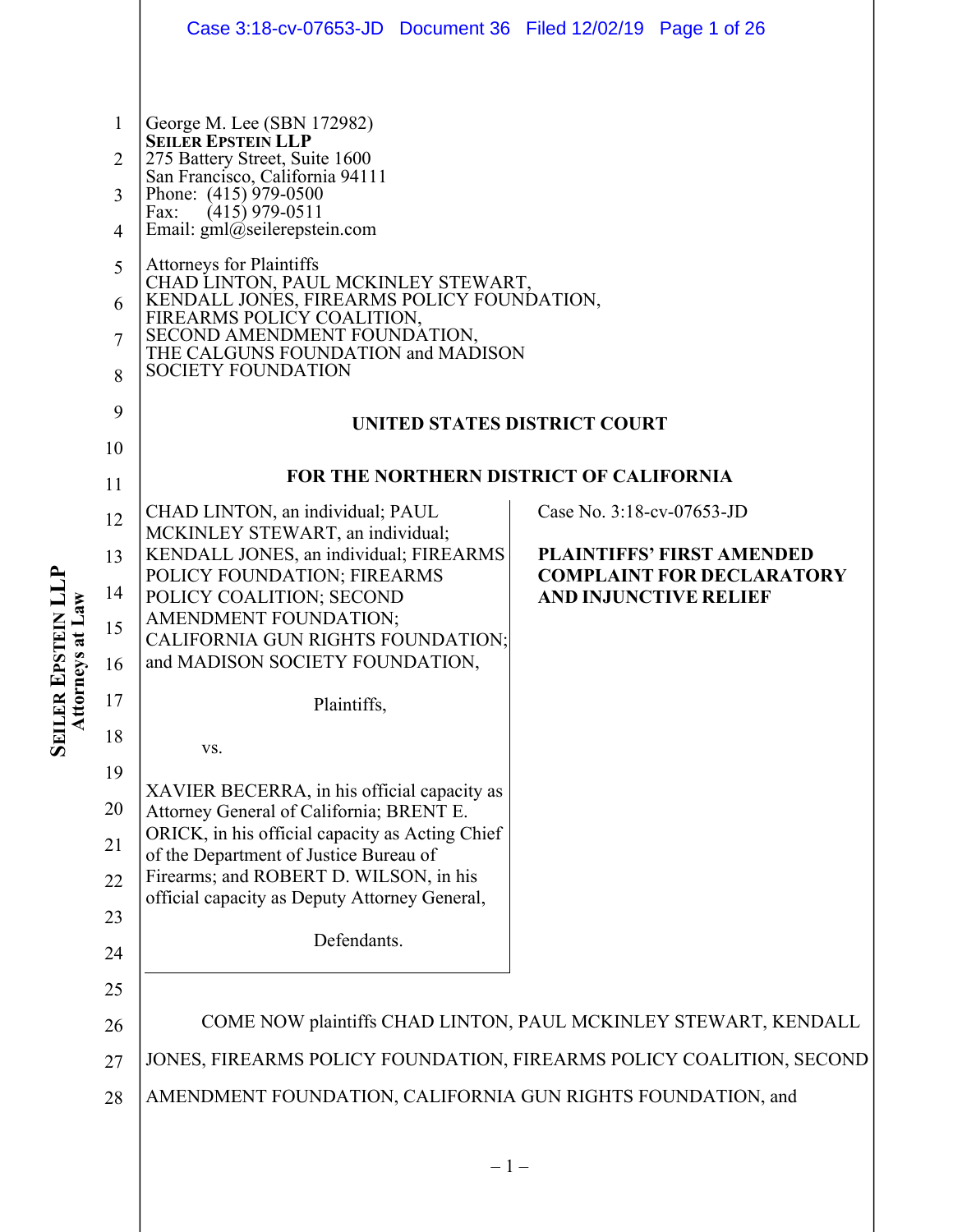George M. Lee (SBN 172982)
**SEILER EPSTEIN LLP**
275 Battery Street, Suite 1600
San Francisco, California 94111
Phone: (415) 979-0500
Fax: (415) 979-0511
Email: gml@seilerepstein.com

Attorneys for Plaintiffs
CHAD LINTON, PAUL MCKINLEY STEWART,
KENDALL JONES, FIREARMS POLICY FOUNDATION,
FIREARMS POLICY COALITION,
SECOND AMENDMENT FOUNDATION,
THE CALGUNS FOUNDATION and MADISON
SOCIETY FOUNDATION

**UNITED STATES DISTRICT COURT**

**FOR THE NORTHERN DISTRICT OF CALIFORNIA**

CHAD LINTON, an individual; PAUL MCKINLEY STEWART, an individual; KENDALL JONES, an individual; FIREARMS POLICY FOUNDATION; FIREARMS POLICY COALITION; SECOND AMENDMENT FOUNDATION; CALIFORNIA GUN RIGHTS FOUNDATION; and MADISON SOCIETY FOUNDATION,

Plaintiffs,

vs.

XAVIER BECERRA, in his official capacity as Attorney General of California; BRENT E. ORICK, in his official capacity as Acting Chief of the Department of Justice Bureau of Firearms; and ROBERT D. WILSON, in his official capacity as Deputy Attorney General,

Defendants.

Case No. 3:18-cv-07653-JD

**PLAINTIFFS' FIRST AMENDED COMPLAINT FOR DECLARATORY AND INJUNCTIVE RELIEF**

COME NOW plaintiffs CHAD LINTON, PAUL MCKINLEY STEWART, KENDALL JONES, FIREARMS POLICY FOUNDATION, FIREARMS POLICY COALITION, SECOND AMENDMENT FOUNDATION, CALIFORNIA GUN RIGHTS FOUNDATION, and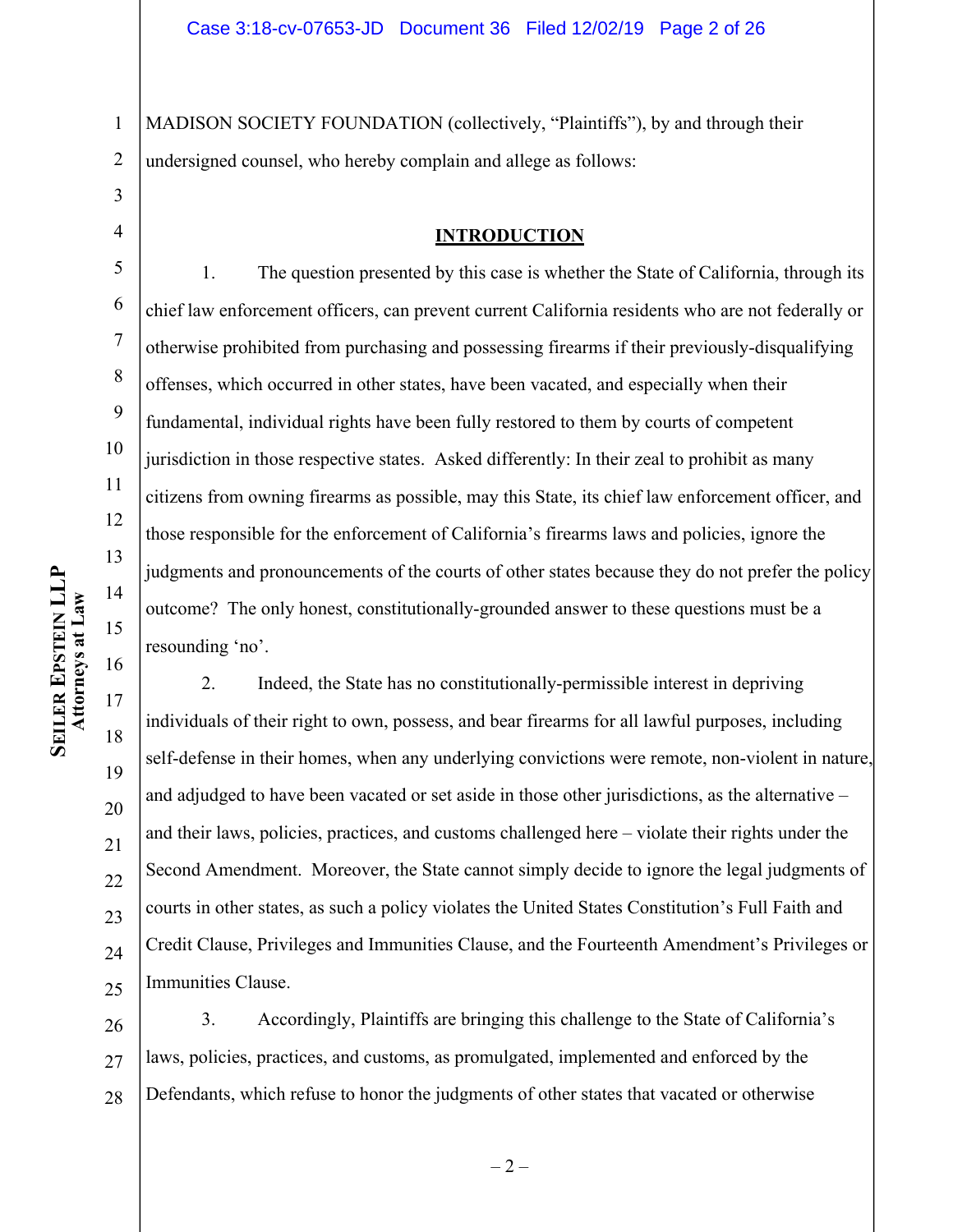MADISON SOCIETY FOUNDATION (collectively, "Plaintiffs"), by and through their undersigned counsel, who hereby complain and allege as follows:

## INTRODUCTION

1. The question presented by this case is whether the State of California, through its chief law enforcement officers, can prevent current California residents who are not federally or otherwise prohibited from purchasing and possessing firearms if their previously-disqualifying offenses, which occurred in other states, have been vacated, and especially when their fundamental, individual rights have been fully restored to them by courts of competent jurisdiction in those respective states. Asked differently: In their zeal to prohibit as many citizens from owning firearms as possible, may this State, its chief law enforcement officer, and those responsible for the enforcement of California's firearms laws and policies, ignore the judgments and pronouncements of the courts of other states because they do not prefer the policy outcome? The only honest, constitutionally-grounded answer to these questions must be a resounding 'no'.

2. Indeed, the State has no constitutionally-permissible interest in depriving individuals of their right to own, possess, and bear firearms for all lawful purposes, including self-defense in their homes, when any underlying convictions were remote, non-violent in nature, and adjudged to have been vacated or set aside in those other jurisdictions, as the alternative – and their laws, policies, practices, and customs challenged here – violate their rights under the Second Amendment. Moreover, the State cannot simply decide to ignore the legal judgments of courts in other states, as such a policy violates the United States Constitution's Full Faith and Credit Clause, Privileges and Immunities Clause, and the Fourteenth Amendment's Privileges or Immunities Clause.

3. Accordingly, Plaintiffs are bringing this challenge to the State of California's laws, policies, practices, and customs, as promulgated, implemented and enforced by the Defendants, which refuse to honor the judgments of other states that vacated or otherwise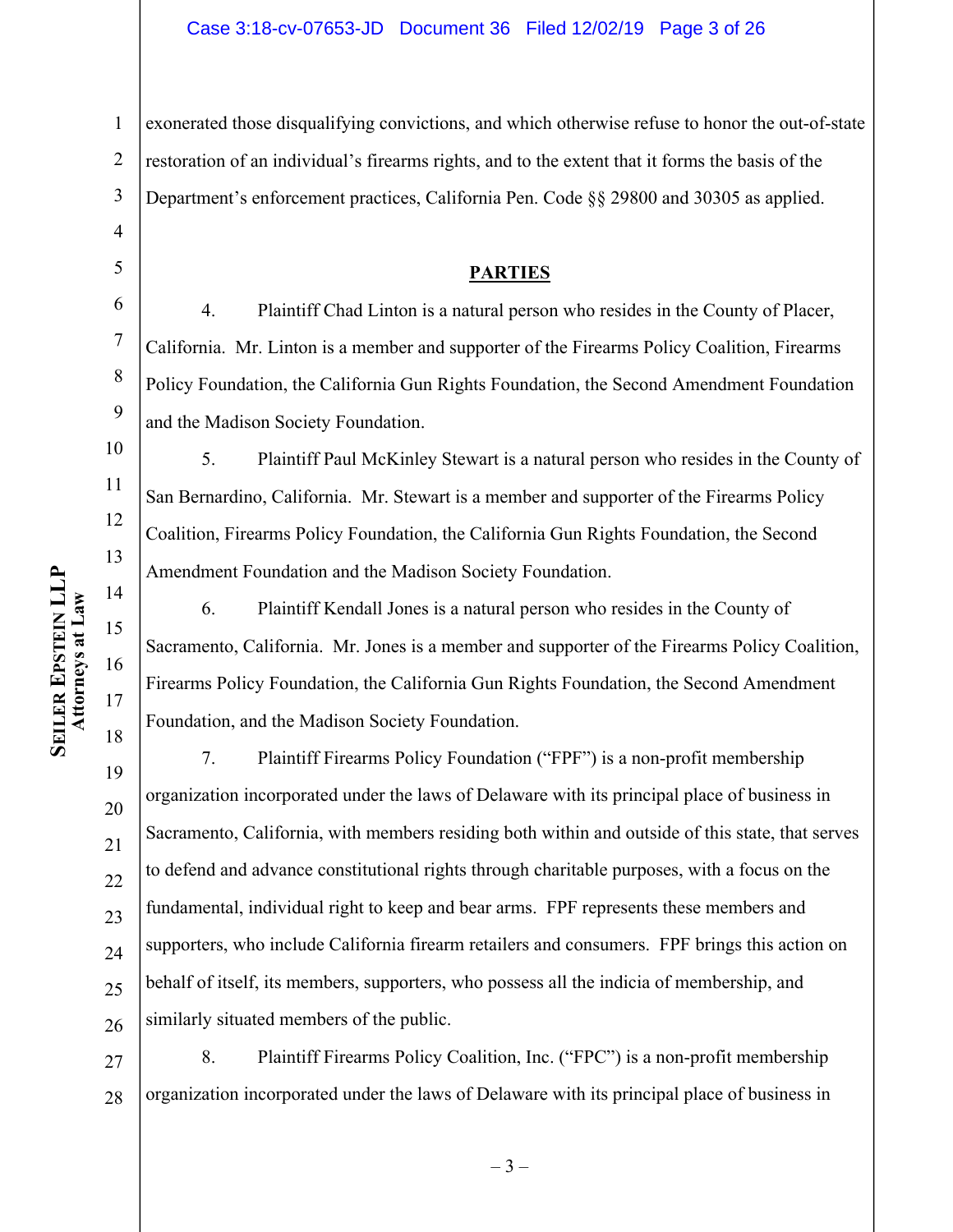exonerated those disqualifying convictions, and which otherwise refuse to honor the out-of-state restoration of an individual's firearms rights, and to the extent that it forms the basis of the Department's enforcement practices, California Pen. Code §§ 29800 and 30305 as applied.

## PARTIES

4. Plaintiff Chad Linton is a natural person who resides in the County of Placer, California. Mr. Linton is a member and supporter of the Firearms Policy Coalition, Firearms Policy Foundation, the California Gun Rights Foundation, the Second Amendment Foundation and the Madison Society Foundation.

5. Plaintiff Paul McKinley Stewart is a natural person who resides in the County of San Bernardino, California. Mr. Stewart is a member and supporter of the Firearms Policy Coalition, Firearms Policy Foundation, the California Gun Rights Foundation, the Second Amendment Foundation and the Madison Society Foundation.

6. Plaintiff Kendall Jones is a natural person who resides in the County of Sacramento, California. Mr. Jones is a member and supporter of the Firearms Policy Coalition, Firearms Policy Foundation, the California Gun Rights Foundation, the Second Amendment Foundation, and the Madison Society Foundation.

7. Plaintiff Firearms Policy Foundation ("FPF") is a non-profit membership organization incorporated under the laws of Delaware with its principal place of business in Sacramento, California, with members residing both within and outside of this state, that serves to defend and advance constitutional rights through charitable purposes, with a focus on the fundamental, individual right to keep and bear arms. FPF represents these members and supporters, who include California firearm retailers and consumers. FPF brings this action on behalf of itself, its members, supporters, who possess all the indicia of membership, and similarly situated members of the public.

8. Plaintiff Firearms Policy Coalition, Inc. ("FPC") is a non-profit membership organization incorporated under the laws of Delaware with its principal place of business in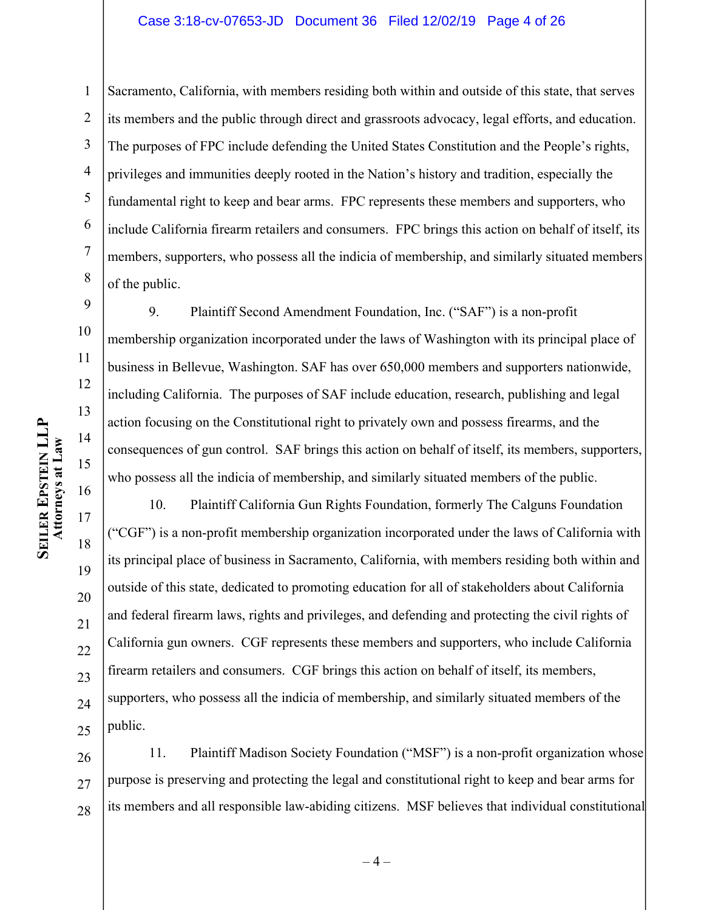Sacramento, California, with members residing both within and outside of this state, that serves its members and the public through direct and grassroots advocacy, legal efforts, and education. The purposes of FPC include defending the United States Constitution and the People's rights, privileges and immunities deeply rooted in the Nation's history and tradition, especially the fundamental right to keep and bear arms. FPC represents these members and supporters, who include California firearm retailers and consumers. FPC brings this action on behalf of itself, its members, supporters, who possess all the indicia of membership, and similarly situated members of the public.

9. Plaintiff Second Amendment Foundation, Inc. ("SAF") is a non-profit membership organization incorporated under the laws of Washington with its principal place of business in Bellevue, Washington. SAF has over 650,000 members and supporters nationwide, including California. The purposes of SAF include education, research, publishing and legal action focusing on the Constitutional right to privately own and possess firearms, and the consequences of gun control. SAF brings this action on behalf of itself, its members, supporters, who possess all the indicia of membership, and similarly situated members of the public.

10. Plaintiff California Gun Rights Foundation, formerly The Calguns Foundation ("CGF") is a non-profit membership organization incorporated under the laws of California with its principal place of business in Sacramento, California, with members residing both within and outside of this state, dedicated to promoting education for all of stakeholders about California and federal firearm laws, rights and privileges, and defending and protecting the civil rights of California gun owners. CGF represents these members and supporters, who include California firearm retailers and consumers. CGF brings this action on behalf of itself, its members, supporters, who possess all the indicia of membership, and similarly situated members of the public.

11. Plaintiff Madison Society Foundation ("MSF") is a non-profit organization whose purpose is preserving and protecting the legal and constitutional right to keep and bear arms for its members and all responsible law-abiding citizens. MSF believes that individual constitutional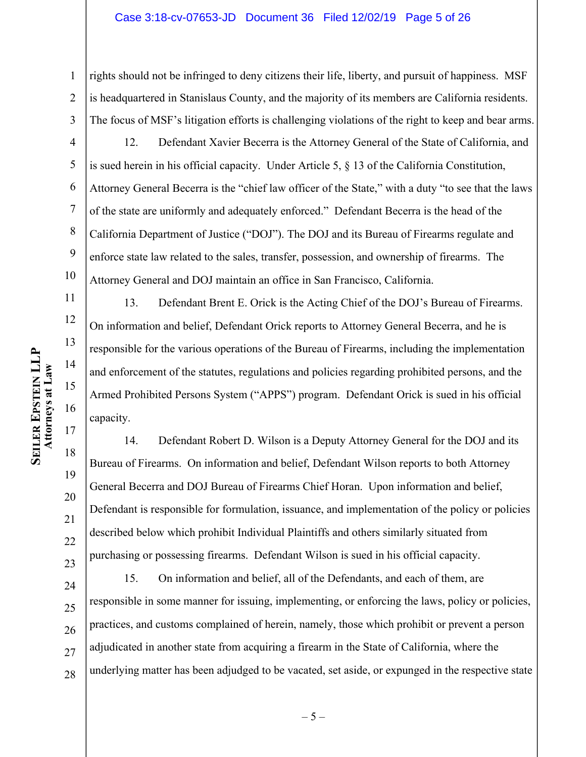rights should not be infringed to deny citizens their life, liberty, and pursuit of happiness. MSF is headquartered in Stanislaus County, and the majority of its members are California residents. The focus of MSF's litigation efforts is challenging violations of the right to keep and bear arms.

12. Defendant Xavier Becerra is the Attorney General of the State of California, and is sued herein in his official capacity. Under Article 5, § 13 of the California Constitution, Attorney General Becerra is the "chief law officer of the State," with a duty "to see that the laws of the state are uniformly and adequately enforced." Defendant Becerra is the head of the California Department of Justice ("DOJ"). The DOJ and its Bureau of Firearms regulate and enforce state law related to the sales, transfer, possession, and ownership of firearms. The Attorney General and DOJ maintain an office in San Francisco, California.

13. Defendant Brent E. Orick is the Acting Chief of the DOJ's Bureau of Firearms. On information and belief, Defendant Orick reports to Attorney General Becerra, and he is responsible for the various operations of the Bureau of Firearms, including the implementation and enforcement of the statutes, regulations and policies regarding prohibited persons, and the Armed Prohibited Persons System ("APPS") program. Defendant Orick is sued in his official capacity.

14. Defendant Robert D. Wilson is a Deputy Attorney General for the DOJ and its Bureau of Firearms. On information and belief, Defendant Wilson reports to both Attorney General Becerra and DOJ Bureau of Firearms Chief Horan. Upon information and belief, Defendant is responsible for formulation, issuance, and implementation of the policy or policies described below which prohibit Individual Plaintiffs and others similarly situated from purchasing or possessing firearms. Defendant Wilson is sued in his official capacity.

15. On information and belief, all of the Defendants, and each of them, are responsible in some manner for issuing, implementing, or enforcing the laws, policy or policies, practices, and customs complained of herein, namely, those which prohibit or prevent a person adjudicated in another state from acquiring a firearm in the State of California, where the underlying matter has been adjudged to be vacated, set aside, or expunged in the respective state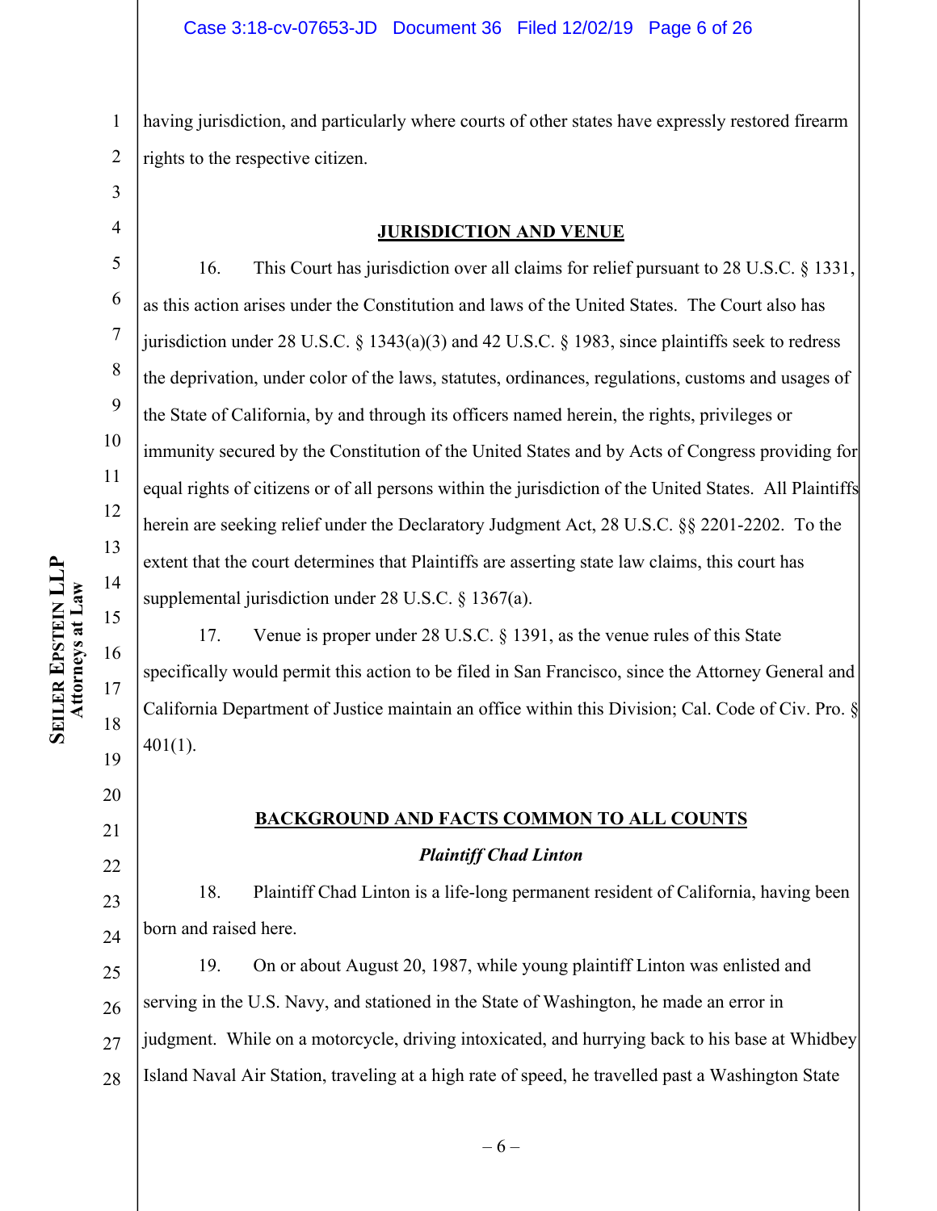having jurisdiction, and particularly where courts of other states have expressly restored firearm rights to the respective citizen.

## JURISDICTION AND VENUE

16. This Court has jurisdiction over all claims for relief pursuant to 28 U.S.C. § 1331, as this action arises under the Constitution and laws of the United States. The Court also has jurisdiction under 28 U.S.C. § 1343(a)(3) and 42 U.S.C. § 1983, since plaintiffs seek to redress the deprivation, under color of the laws, statutes, ordinances, regulations, customs and usages of the State of California, by and through its officers named herein, the rights, privileges or immunity secured by the Constitution of the United States and by Acts of Congress providing for equal rights of citizens or of all persons within the jurisdiction of the United States. All Plaintiffs herein are seeking relief under the Declaratory Judgment Act, 28 U.S.C. §§ 2201-2202. To the extent that the court determines that Plaintiffs are asserting state law claims, this court has supplemental jurisdiction under 28 U.S.C. § 1367(a).

17. Venue is proper under 28 U.S.C. § 1391, as the venue rules of this State specifically would permit this action to be filed in San Francisco, since the Attorney General and California Department of Justice maintain an office within this Division; Cal. Code of Civ. Pro. § 401(1).

## BACKGROUND AND FACTS COMMON TO ALL COUNTS

### *Plaintiff Chad Linton*

18. Plaintiff Chad Linton is a life-long permanent resident of California, having been born and raised here.

19. On or about August 20, 1987, while young plaintiff Linton was enlisted and serving in the U.S. Navy, and stationed in the State of Washington, he made an error in judgment. While on a motorcycle, driving intoxicated, and hurrying back to his base at Whidbey Island Naval Air Station, traveling at a high rate of speed, he travelled past a Washington State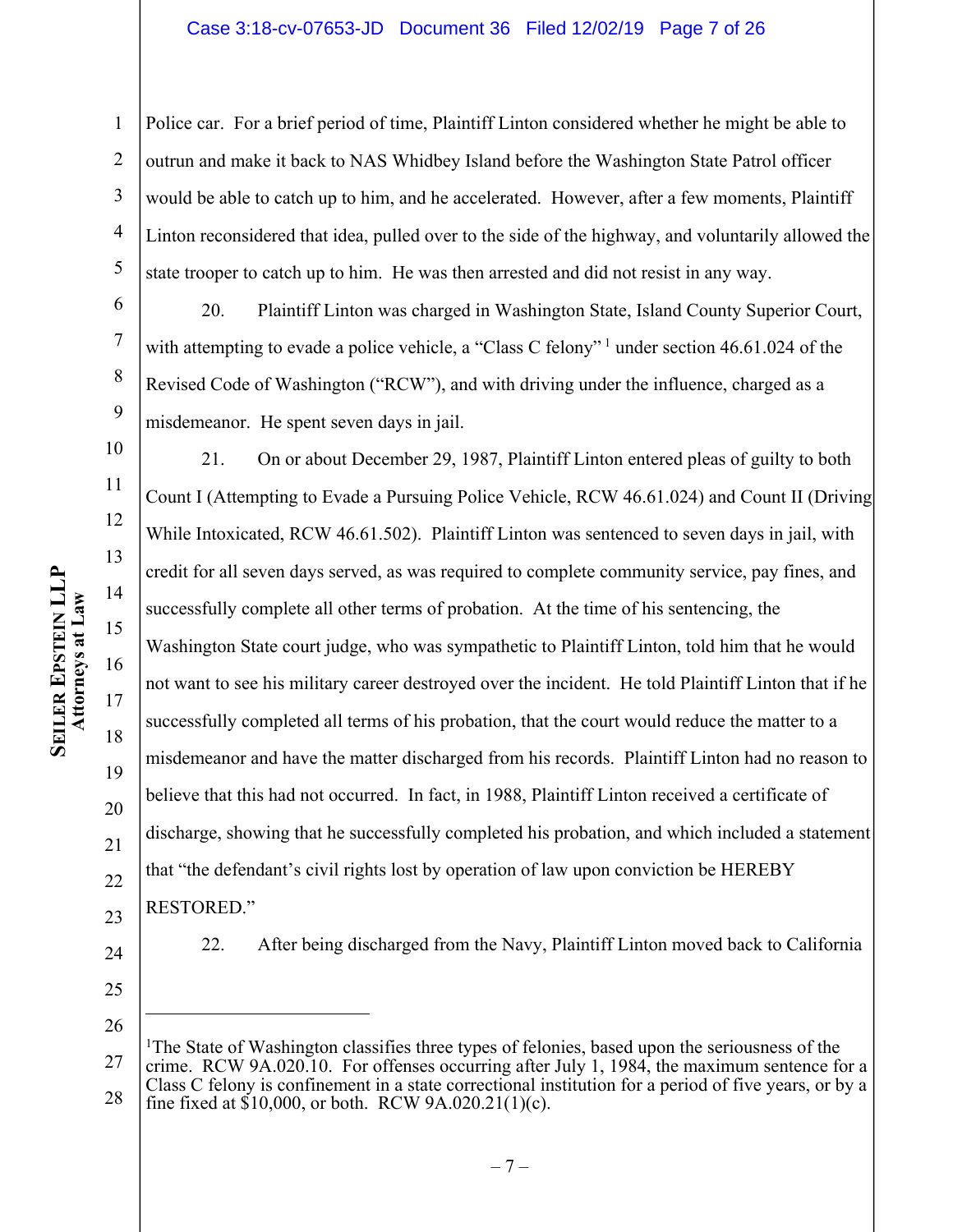Police car. For a brief period of time, Plaintiff Linton considered whether he might be able to outrun and make it back to NAS Whidbey Island before the Washington State Patrol officer would be able to catch up to him, and he accelerated. However, after a few moments, Plaintiff Linton reconsidered that idea, pulled over to the side of the highway, and voluntarily allowed the state trooper to catch up to him. He was then arrested and did not resist in any way.

20. Plaintiff Linton was charged in Washington State, Island County Superior Court, with attempting to evade a police vehicle, a "Class C felony"[1] under section 46.61.024 of the Revised Code of Washington ("RCW"), and with driving under the influence, charged as a misdemeanor. He spent seven days in jail.

21. On or about December 29, 1987, Plaintiff Linton entered pleas of guilty to both Count I (Attempting to Evade a Pursuing Police Vehicle, RCW 46.61.024) and Count II (Driving While Intoxicated, RCW 46.61.502). Plaintiff Linton was sentenced to seven days in jail, with credit for all seven days served, as was required to complete community service, pay fines, and successfully complete all other terms of probation. At the time of his sentencing, the Washington State court judge, who was sympathetic to Plaintiff Linton, told him that he would not want to see his military career destroyed over the incident. He told Plaintiff Linton that if he successfully completed all terms of his probation, that the court would reduce the matter to a misdemeanor and have the matter discharged from his records. Plaintiff Linton had no reason to believe that this had not occurred. In fact, in 1988, Plaintiff Linton received a certificate of discharge, showing that he successfully completed his probation, and which included a statement that "the defendant's civil rights lost by operation of law upon conviction be HEREBY RESTORED."

22. After being discharged from the Navy, Plaintiff Linton moved back to California

---

[1] The State of Washington classifies three types of felonies, based upon the seriousness of the crime. RCW 9A.020.10. For offenses occurring after July 1, 1984, the maximum sentence for a Class C felony is confinement in a state correctional institution for a period of five years, or by a fine fixed at $10,000, or both. RCW 9A.020.21(1)(c).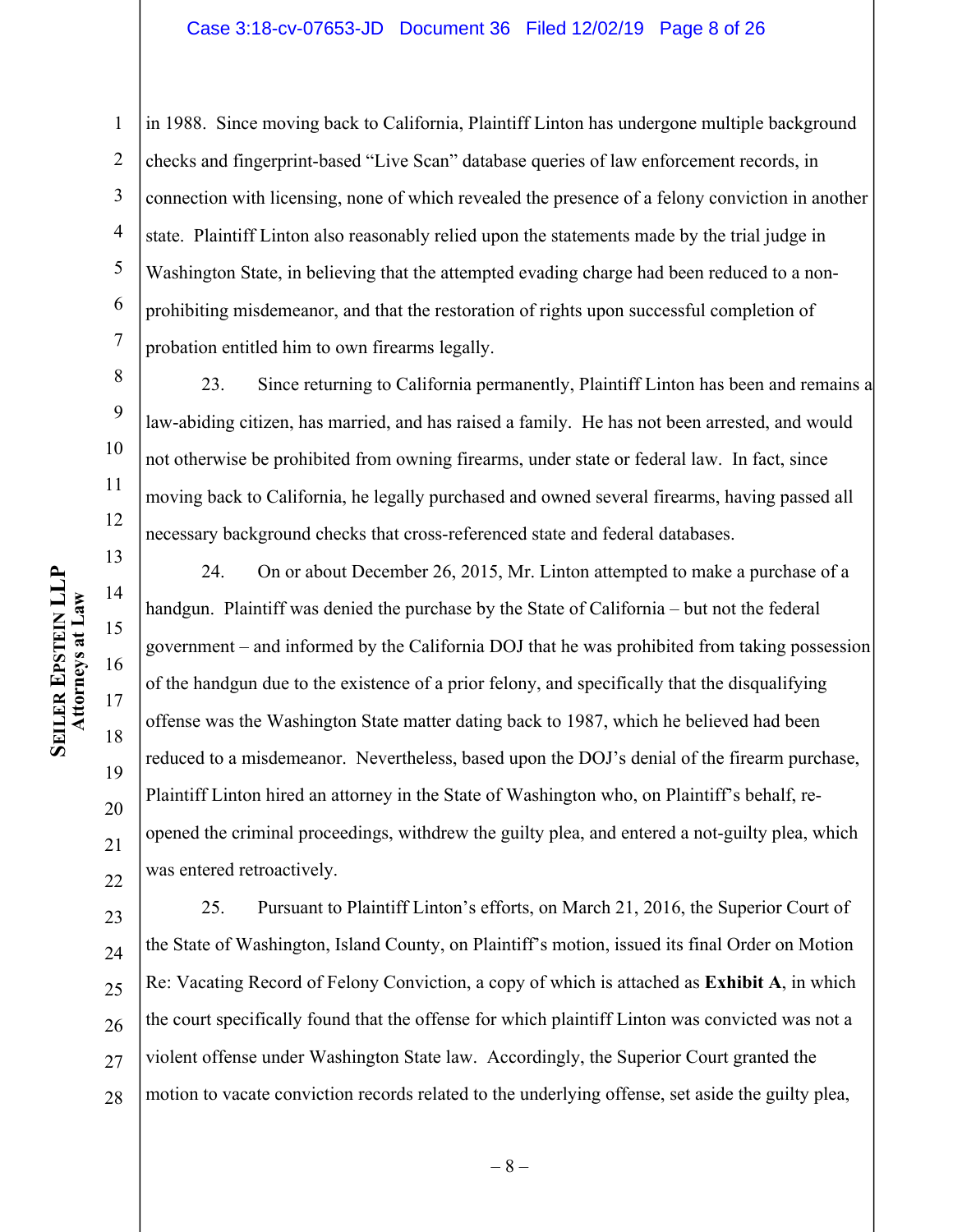in 1988. Since moving back to California, Plaintiff Linton has undergone multiple background checks and fingerprint-based "Live Scan" database queries of law enforcement records, in connection with licensing, none of which revealed the presence of a felony conviction in another state. Plaintiff Linton also reasonably relied upon the statements made by the trial judge in Washington State, in believing that the attempted evading charge had been reduced to a non-prohibiting misdemeanor, and that the restoration of rights upon successful completion of probation entitled him to own firearms legally.

23. Since returning to California permanently, Plaintiff Linton has been and remains a law-abiding citizen, has married, and has raised a family. He has not been arrested, and would not otherwise be prohibited from owning firearms, under state or federal law. In fact, since moving back to California, he legally purchased and owned several firearms, having passed all necessary background checks that cross-referenced state and federal databases.

24. On or about December 26, 2015, Mr. Linton attempted to make a purchase of a handgun. Plaintiff was denied the purchase by the State of California – but not the federal government – and informed by the California DOJ that he was prohibited from taking possession of the handgun due to the existence of a prior felony, and specifically that the disqualifying offense was the Washington State matter dating back to 1987, which he believed had been reduced to a misdemeanor. Nevertheless, based upon the DOJ's denial of the firearm purchase, Plaintiff Linton hired an attorney in the State of Washington who, on Plaintiff's behalf, re-opened the criminal proceedings, withdrew the guilty plea, and entered a not-guilty plea, which was entered retroactively.

25. Pursuant to Plaintiff Linton's efforts, on March 21, 2016, the Superior Court of the State of Washington, Island County, on Plaintiff's motion, issued its final Order on Motion Re: Vacating Record of Felony Conviction, a copy of which is attached as **Exhibit A**, in which the court specifically found that the offense for which plaintiff Linton was convicted was not a violent offense under Washington State law. Accordingly, the Superior Court granted the motion to vacate conviction records related to the underlying offense, set aside the guilty plea,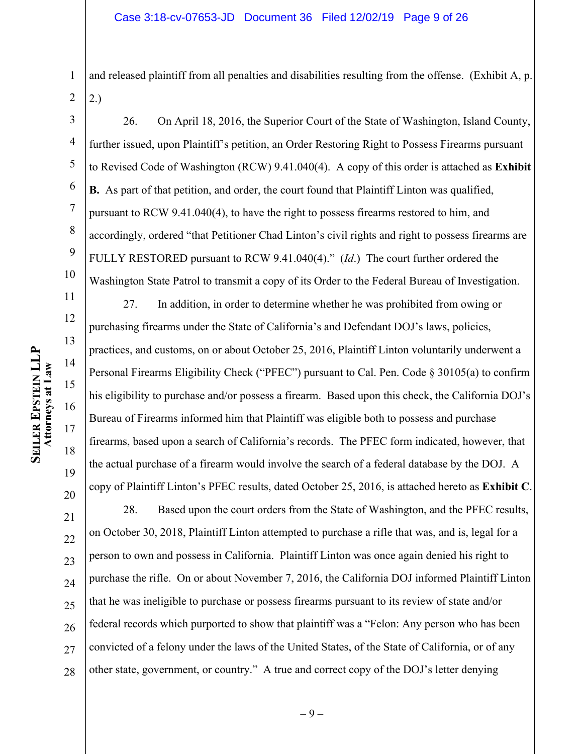and released plaintiff from all penalties and disabilities resulting from the offense. (Exhibit A, p. 2.)

26. On April 18, 2016, the Superior Court of the State of Washington, Island County, further issued, upon Plaintiff's petition, an Order Restoring Right to Possess Firearms pursuant to Revised Code of Washington (RCW) 9.41.040(4). A copy of this order is attached as **Exhibit B.** As part of that petition, and order, the court found that Plaintiff Linton was qualified, pursuant to RCW 9.41.040(4), to have the right to possess firearms restored to him, and accordingly, ordered "that Petitioner Chad Linton's civil rights and right to possess firearms are FULLY RESTORED pursuant to RCW 9.41.040(4)." (*Id.*) The court further ordered the Washington State Patrol to transmit a copy of its Order to the Federal Bureau of Investigation.

27. In addition, in order to determine whether he was prohibited from owing or purchasing firearms under the State of California's and Defendant DOJ's laws, policies, practices, and customs, on or about October 25, 2016, Plaintiff Linton voluntarily underwent a Personal Firearms Eligibility Check ("PFEC") pursuant to Cal. Pen. Code § 30105(a) to confirm his eligibility to purchase and/or possess a firearm. Based upon this check, the California DOJ's Bureau of Firearms informed him that Plaintiff was eligible both to possess and purchase firearms, based upon a search of California's records. The PFEC form indicated, however, that the actual purchase of a firearm would involve the search of a federal database by the DOJ. A copy of Plaintiff Linton's PFEC results, dated October 25, 2016, is attached hereto as **Exhibit C**.

28. Based upon the court orders from the State of Washington, and the PFEC results, on October 30, 2018, Plaintiff Linton attempted to purchase a rifle that was, and is, legal for a person to own and possess in California. Plaintiff Linton was once again denied his right to purchase the rifle. On or about November 7, 2016, the California DOJ informed Plaintiff Linton that he was ineligible to purchase or possess firearms pursuant to its review of state and/or federal records which purported to show that plaintiff was a "Felon: Any person who has been convicted of a felony under the laws of the United States, of the State of California, or of any other state, government, or country." A true and correct copy of the DOJ's letter denying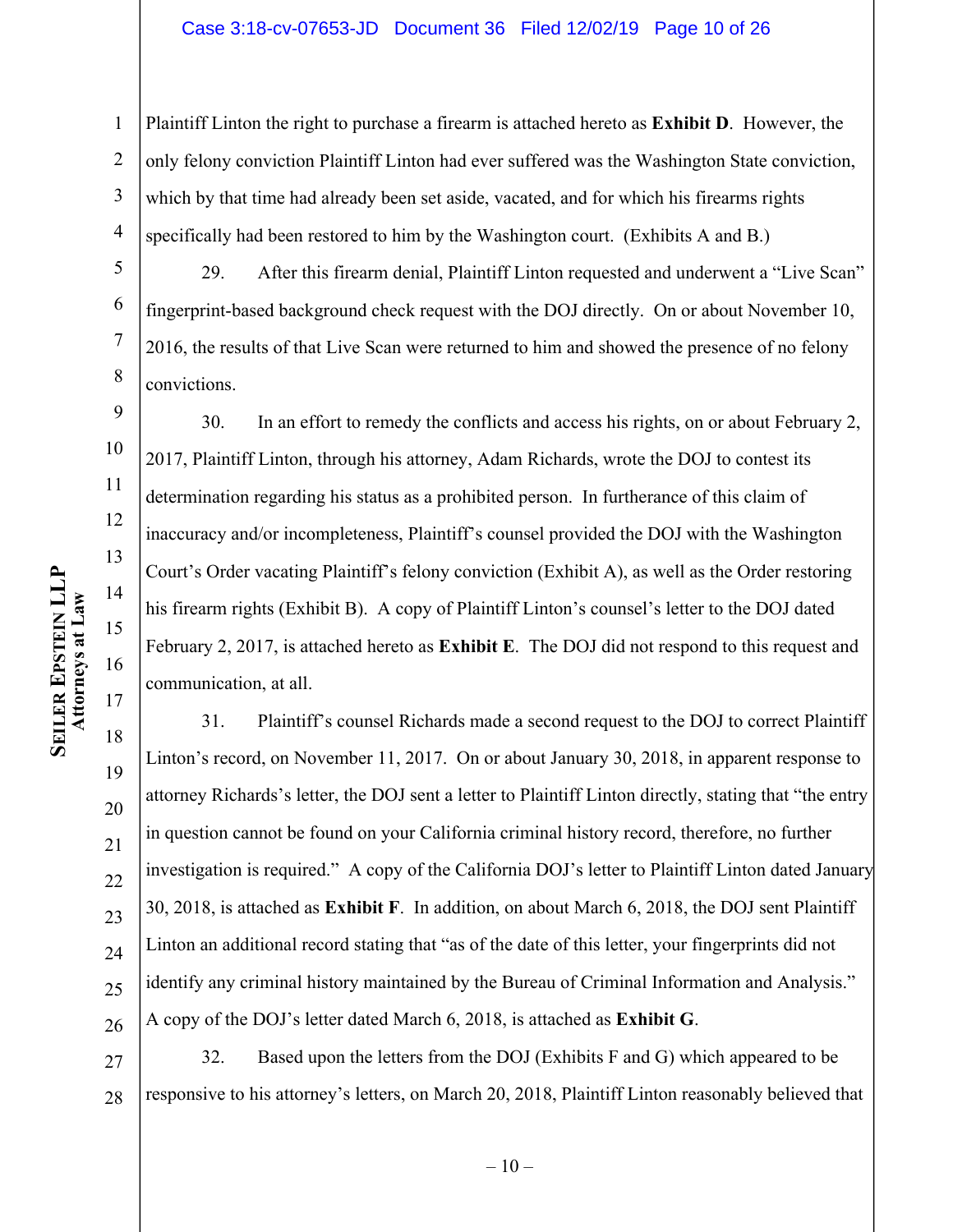Plaintiff Linton the right to purchase a firearm is attached hereto as **Exhibit D**. However, the only felony conviction Plaintiff Linton had ever suffered was the Washington State conviction, which by that time had already been set aside, vacated, and for which his firearms rights specifically had been restored to him by the Washington court. (Exhibits A and B.)

29. After this firearm denial, Plaintiff Linton requested and underwent a "Live Scan" fingerprint-based background check request with the DOJ directly. On or about November 10, 2016, the results of that Live Scan were returned to him and showed the presence of no felony convictions.

30. In an effort to remedy the conflicts and access his rights, on or about February 2, 2017, Plaintiff Linton, through his attorney, Adam Richards, wrote the DOJ to contest its determination regarding his status as a prohibited person. In furtherance of this claim of inaccuracy and/or incompleteness, Plaintiff's counsel provided the DOJ with the Washington Court's Order vacating Plaintiff's felony conviction (Exhibit A), as well as the Order restoring his firearm rights (Exhibit B). A copy of Plaintiff Linton's counsel's letter to the DOJ dated February 2, 2017, is attached hereto as **Exhibit E**. The DOJ did not respond to this request and communication, at all.

31. Plaintiff's counsel Richards made a second request to the DOJ to correct Plaintiff Linton's record, on November 11, 2017. On or about January 30, 2018, in apparent response to attorney Richards's letter, the DOJ sent a letter to Plaintiff Linton directly, stating that "the entry in question cannot be found on your California criminal history record, therefore, no further investigation is required." A copy of the California DOJ's letter to Plaintiff Linton dated January 30, 2018, is attached as **Exhibit F**. In addition, on about March 6, 2018, the DOJ sent Plaintiff Linton an additional record stating that "as of the date of this letter, your fingerprints did not identify any criminal history maintained by the Bureau of Criminal Information and Analysis." A copy of the DOJ's letter dated March 6, 2018, is attached as **Exhibit G**.

32. Based upon the letters from the DOJ (Exhibits F and G) which appeared to be responsive to his attorney's letters, on March 20, 2018, Plaintiff Linton reasonably believed that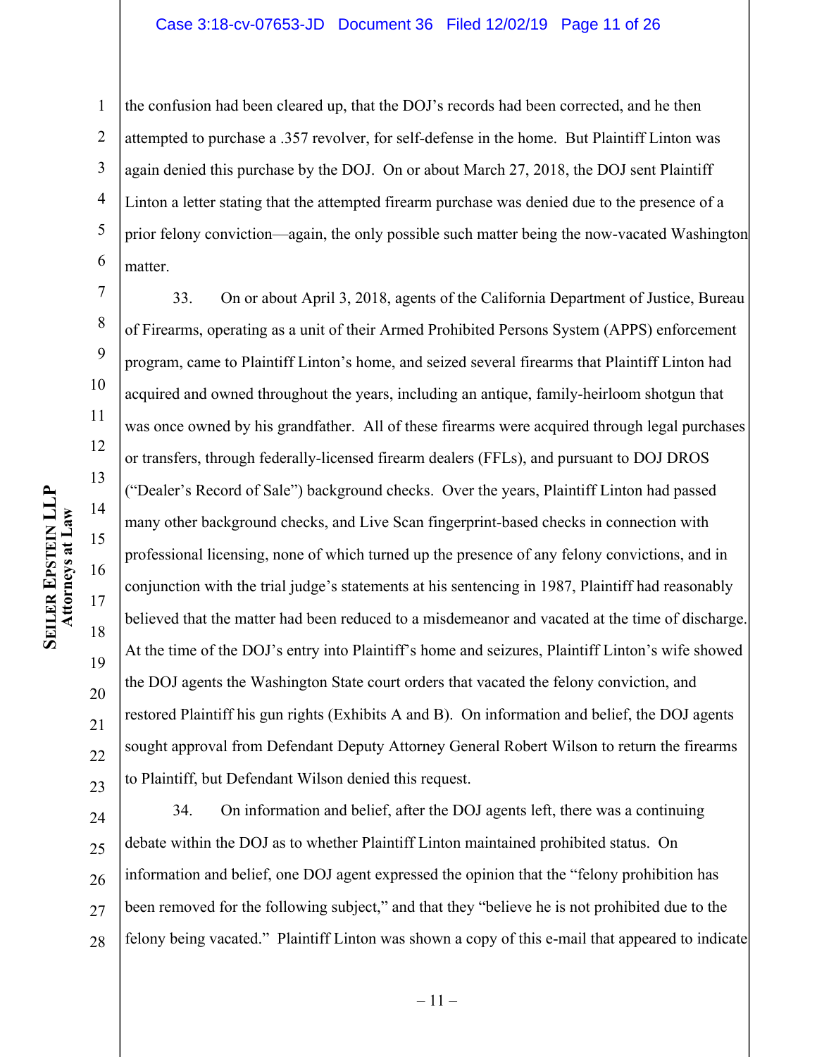the confusion had been cleared up, that the DOJ's records had been corrected, and he then attempted to purchase a .357 revolver, for self-defense in the home. But Plaintiff Linton was again denied this purchase by the DOJ. On or about March 27, 2018, the DOJ sent Plaintiff Linton a letter stating that the attempted firearm purchase was denied due to the presence of a prior felony conviction—again, the only possible such matter being the now-vacated Washington matter.

33. On or about April 3, 2018, agents of the California Department of Justice, Bureau of Firearms, operating as a unit of their Armed Prohibited Persons System (APPS) enforcement program, came to Plaintiff Linton's home, and seized several firearms that Plaintiff Linton had acquired and owned throughout the years, including an antique, family-heirloom shotgun that was once owned by his grandfather. All of these firearms were acquired through legal purchases or transfers, through federally-licensed firearm dealers (FFLs), and pursuant to DOJ DROS ("Dealer's Record of Sale") background checks. Over the years, Plaintiff Linton had passed many other background checks, and Live Scan fingerprint-based checks in connection with professional licensing, none of which turned up the presence of any felony convictions, and in conjunction with the trial judge's statements at his sentencing in 1987, Plaintiff had reasonably believed that the matter had been reduced to a misdemeanor and vacated at the time of discharge. At the time of the DOJ's entry into Plaintiff's home and seizures, Plaintiff Linton's wife showed the DOJ agents the Washington State court orders that vacated the felony conviction, and restored Plaintiff his gun rights (Exhibits A and B). On information and belief, the DOJ agents sought approval from Defendant Deputy Attorney General Robert Wilson to return the firearms to Plaintiff, but Defendant Wilson denied this request.

34. On information and belief, after the DOJ agents left, there was a continuing debate within the DOJ as to whether Plaintiff Linton maintained prohibited status. On information and belief, one DOJ agent expressed the opinion that the "felony prohibition has been removed for the following subject," and that they "believe he is not prohibited due to the felony being vacated." Plaintiff Linton was shown a copy of this e-mail that appeared to indicate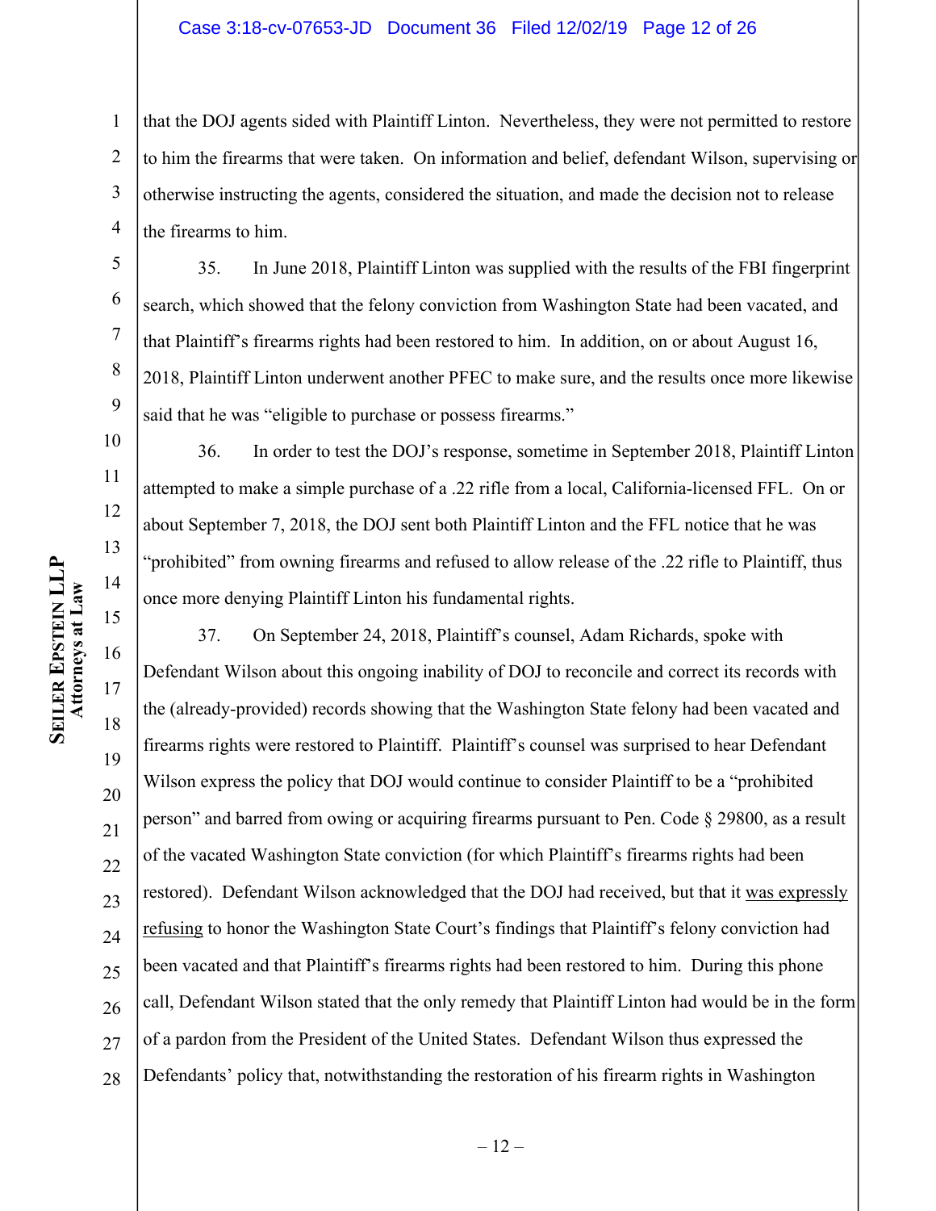that the DOJ agents sided with Plaintiff Linton. Nevertheless, they were not permitted to restore to him the firearms that were taken. On information and belief, defendant Wilson, supervising or otherwise instructing the agents, considered the situation, and made the decision not to release the firearms to him.

35. In June 2018, Plaintiff Linton was supplied with the results of the FBI fingerprint search, which showed that the felony conviction from Washington State had been vacated, and that Plaintiff's firearms rights had been restored to him. In addition, on or about August 16, 2018, Plaintiff Linton underwent another PFEC to make sure, and the results once more likewise said that he was "eligible to purchase or possess firearms."

36. In order to test the DOJ's response, sometime in September 2018, Plaintiff Linton attempted to make a simple purchase of a .22 rifle from a local, California-licensed FFL. On or about September 7, 2018, the DOJ sent both Plaintiff Linton and the FFL notice that he was "prohibited" from owning firearms and refused to allow release of the .22 rifle to Plaintiff, thus once more denying Plaintiff Linton his fundamental rights.

37. On September 24, 2018, Plaintiff's counsel, Adam Richards, spoke with Defendant Wilson about this ongoing inability of DOJ to reconcile and correct its records with the (already-provided) records showing that the Washington State felony had been vacated and firearms rights were restored to Plaintiff. Plaintiff's counsel was surprised to hear Defendant Wilson express the policy that DOJ would continue to consider Plaintiff to be a "prohibited person" and barred from owing or acquiring firearms pursuant to Pen. Code § 29800, as a result of the vacated Washington State conviction (for which Plaintiff's firearms rights had been restored). Defendant Wilson acknowledged that the DOJ had received, but that it <u>was expressly refusing</u> to honor the Washington State Court's findings that Plaintiff's felony conviction had been vacated and that Plaintiff's firearms rights had been restored to him. During this phone call, Defendant Wilson stated that the only remedy that Plaintiff Linton had would be in the form of a pardon from the President of the United States. Defendant Wilson thus expressed the Defendants' policy that, notwithstanding the restoration of his firearm rights in Washington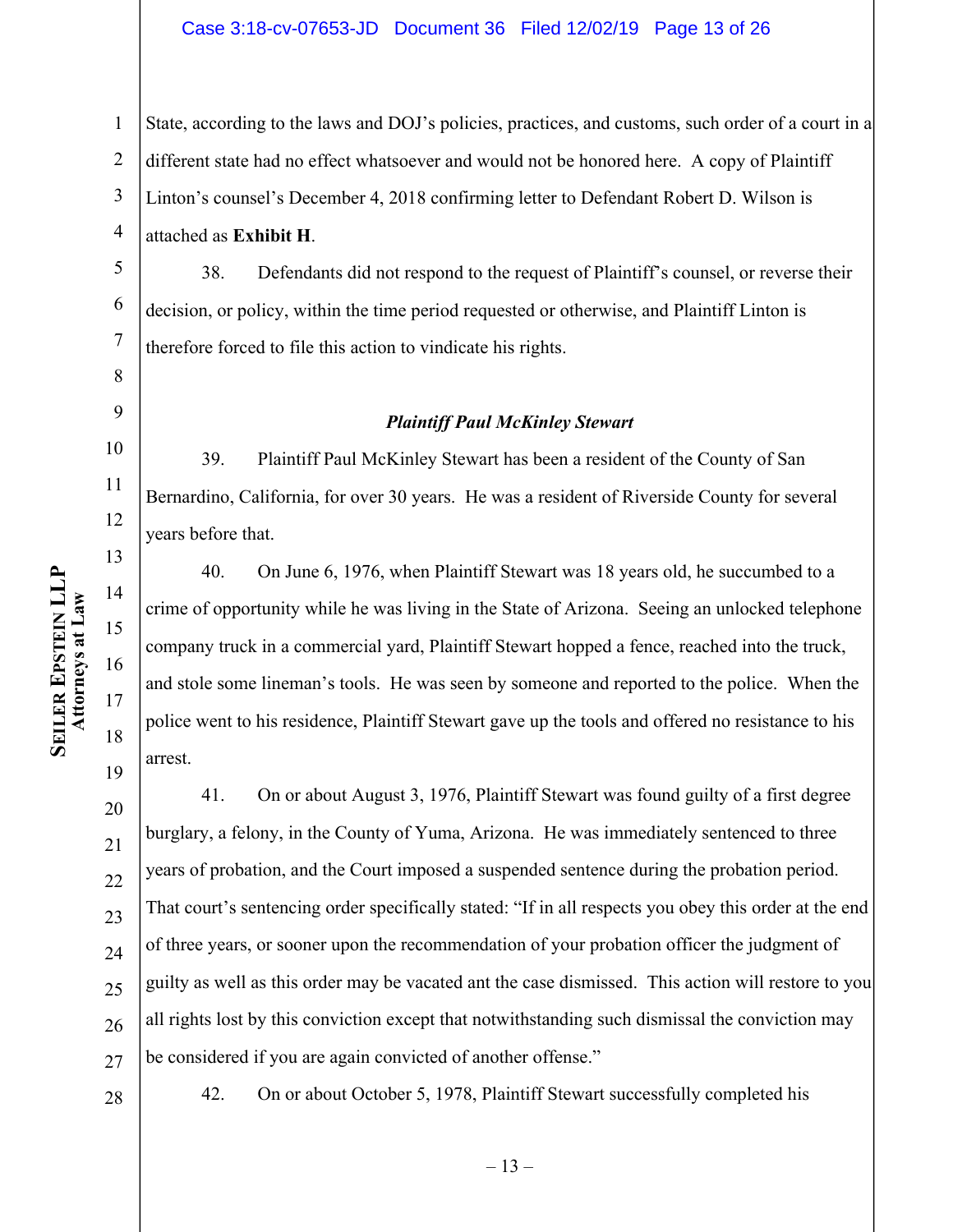State, according to the laws and DOJ's policies, practices, and customs, such order of a court in a different state had no effect whatsoever and would not be honored here. A copy of Plaintiff Linton's counsel's December 4, 2018 confirming letter to Defendant Robert D. Wilson is attached as **Exhibit H**.

38. Defendants did not respond to the request of Plaintiff's counsel, or reverse their decision, or policy, within the time period requested or otherwise, and Plaintiff Linton is therefore forced to file this action to vindicate his rights.

***Plaintiff Paul McKinley Stewart***

39. Plaintiff Paul McKinley Stewart has been a resident of the County of San Bernardino, California, for over 30 years. He was a resident of Riverside County for several years before that.

40. On June 6, 1976, when Plaintiff Stewart was 18 years old, he succumbed to a crime of opportunity while he was living in the State of Arizona. Seeing an unlocked telephone company truck in a commercial yard, Plaintiff Stewart hopped a fence, reached into the truck, and stole some lineman's tools. He was seen by someone and reported to the police. When the police went to his residence, Plaintiff Stewart gave up the tools and offered no resistance to his arrest.

41. On or about August 3, 1976, Plaintiff Stewart was found guilty of a first degree burglary, a felony, in the County of Yuma, Arizona. He was immediately sentenced to three years of probation, and the Court imposed a suspended sentence during the probation period. That court's sentencing order specifically stated: "If in all respects you obey this order at the end of three years, or sooner upon the recommendation of your probation officer the judgment of guilty as well as this order may be vacated ant the case dismissed. This action will restore to you all rights lost by this conviction except that notwithstanding such dismissal the conviction may be considered if you are again convicted of another offense."

42. On or about October 5, 1978, Plaintiff Stewart successfully completed his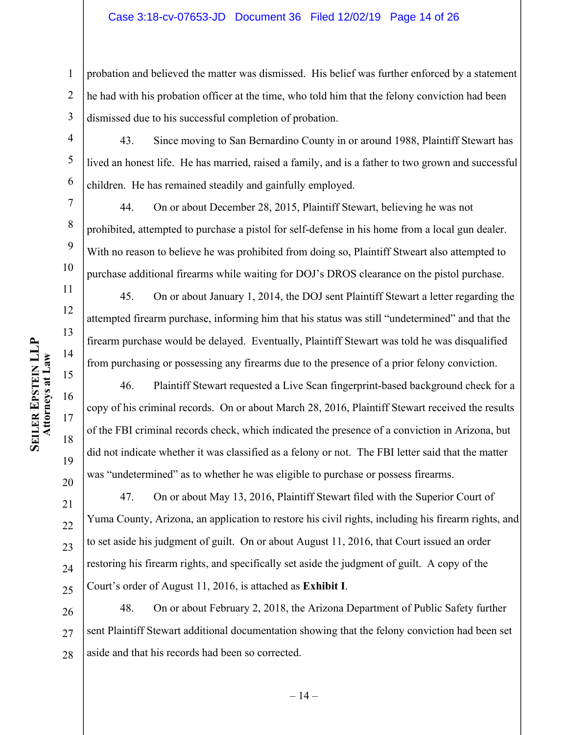probation and believed the matter was dismissed. His belief was further enforced by a statement he had with his probation officer at the time, who told him that the felony conviction had been dismissed due to his successful completion of probation.

43. Since moving to San Bernardino County in or around 1988, Plaintiff Stewart has lived an honest life. He has married, raised a family, and is a father to two grown and successful children. He has remained steadily and gainfully employed.

44. On or about December 28, 2015, Plaintiff Stewart, believing he was not prohibited, attempted to purchase a pistol for self-defense in his home from a local gun dealer. With no reason to believe he was prohibited from doing so, Plaintiff Stweart also attempted to purchase additional firearms while waiting for DOJ's DROS clearance on the pistol purchase.

45. On or about January 1, 2014, the DOJ sent Plaintiff Stewart a letter regarding the attempted firearm purchase, informing him that his status was still "undetermined" and that the firearm purchase would be delayed. Eventually, Plaintiff Stewart was told he was disqualified from purchasing or possessing any firearms due to the presence of a prior felony conviction.

46. Plaintiff Stewart requested a Live Scan fingerprint-based background check for a copy of his criminal records. On or about March 28, 2016, Plaintiff Stewart received the results of the FBI criminal records check, which indicated the presence of a conviction in Arizona, but did not indicate whether it was classified as a felony or not. The FBI letter said that the matter was "undetermined" as to whether he was eligible to purchase or possess firearms.

47. On or about May 13, 2016, Plaintiff Stewart filed with the Superior Court of Yuma County, Arizona, an application to restore his civil rights, including his firearm rights, and to set aside his judgment of guilt. On or about August 11, 2016, that Court issued an order restoring his firearm rights, and specifically set aside the judgment of guilt. A copy of the Court's order of August 11, 2016, is attached as **Exhibit I**.

48. On or about February 2, 2018, the Arizona Department of Public Safety further sent Plaintiff Stewart additional documentation showing that the felony conviction had been set aside and that his records had been so corrected.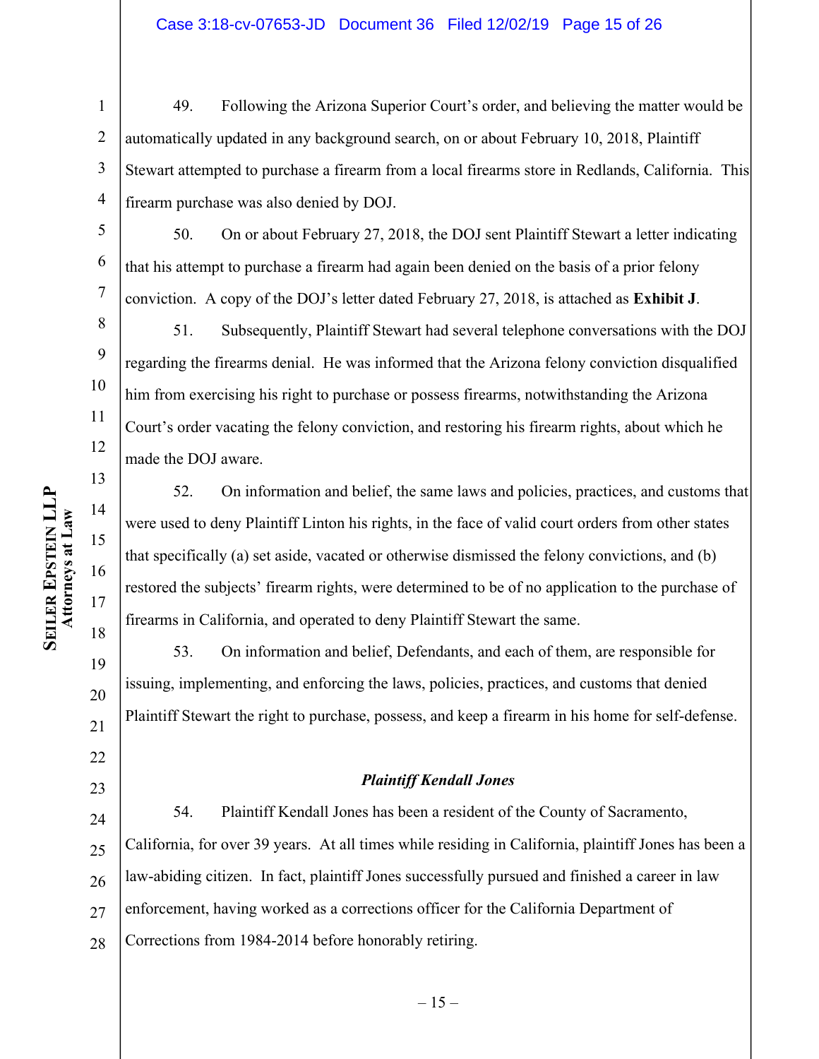49. Following the Arizona Superior Court's order, and believing the matter would be automatically updated in any background search, on or about February 10, 2018, Plaintiff Stewart attempted to purchase a firearm from a local firearms store in Redlands, California. This firearm purchase was also denied by DOJ.

50. On or about February 27, 2018, the DOJ sent Plaintiff Stewart a letter indicating that his attempt to purchase a firearm had again been denied on the basis of a prior felony conviction. A copy of the DOJ's letter dated February 27, 2018, is attached as **Exhibit J**.

51. Subsequently, Plaintiff Stewart had several telephone conversations with the DOJ regarding the firearms denial. He was informed that the Arizona felony conviction disqualified him from exercising his right to purchase or possess firearms, notwithstanding the Arizona Court's order vacating the felony conviction, and restoring his firearm rights, about which he made the DOJ aware.

52. On information and belief, the same laws and policies, practices, and customs that were used to deny Plaintiff Linton his rights, in the face of valid court orders from other states that specifically (a) set aside, vacated or otherwise dismissed the felony convictions, and (b) restored the subjects' firearm rights, were determined to be of no application to the purchase of firearms in California, and operated to deny Plaintiff Stewart the same.

53. On information and belief, Defendants, and each of them, are responsible for issuing, implementing, and enforcing the laws, policies, practices, and customs that denied Plaintiff Stewart the right to purchase, possess, and keep a firearm in his home for self-defense.

***Plaintiff Kendall Jones***

54. Plaintiff Kendall Jones has been a resident of the County of Sacramento, California, for over 39 years. At all times while residing in California, plaintiff Jones has been a law-abiding citizen. In fact, plaintiff Jones successfully pursued and finished a career in law enforcement, having worked as a corrections officer for the California Department of Corrections from 1984-2014 before honorably retiring.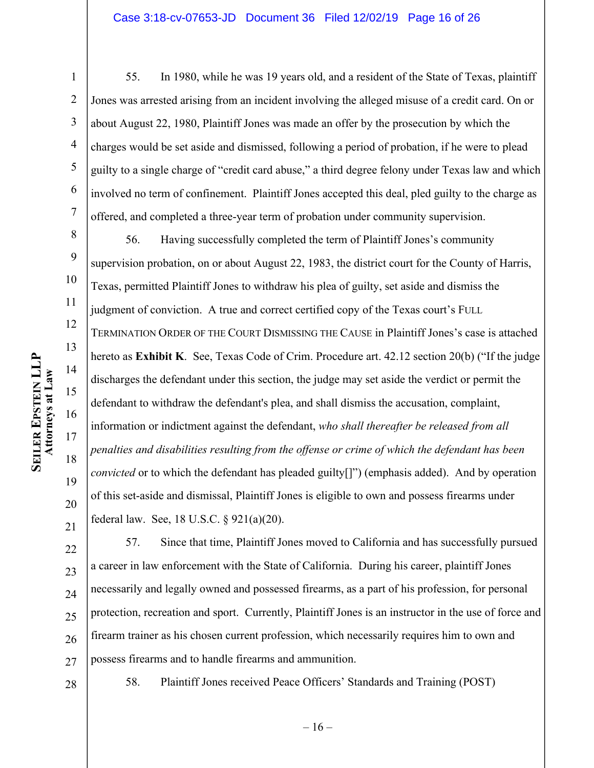55. In 1980, while he was 19 years old, and a resident of the State of Texas, plaintiff Jones was arrested arising from an incident involving the alleged misuse of a credit card. On or about August 22, 1980, Plaintiff Jones was made an offer by the prosecution by which the charges would be set aside and dismissed, following a period of probation, if he were to plead guilty to a single charge of "credit card abuse," a third degree felony under Texas law and which involved no term of confinement. Plaintiff Jones accepted this deal, pled guilty to the charge as offered, and completed a three-year term of probation under community supervision.

56. Having successfully completed the term of Plaintiff Jones's community supervision probation, on or about August 22, 1983, the district court for the County of Harris, Texas, permitted Plaintiff Jones to withdraw his plea of guilty, set aside and dismiss the judgment of conviction. A true and correct certified copy of the Texas court's FULL TERMINATION ORDER OF THE COURT DISMISSING THE CAUSE in Plaintiff Jones's case is attached hereto as **Exhibit K**. See, Texas Code of Crim. Procedure art. 42.12 section 20(b) ("If the judge discharges the defendant under this section, the judge may set aside the verdict or permit the defendant to withdraw the defendant's plea, and shall dismiss the accusation, complaint, information or indictment against the defendant, *who shall thereafter be released from all penalties and disabilities resulting from the offense or crime of which the defendant has been convicted* or to which the defendant has pleaded guilty[]") (emphasis added). And by operation of this set-aside and dismissal, Plaintiff Jones is eligible to own and possess firearms under federal law. See, 18 U.S.C. § 921(a)(20).

57. Since that time, Plaintiff Jones moved to California and has successfully pursued a career in law enforcement with the State of California. During his career, plaintiff Jones necessarily and legally owned and possessed firearms, as a part of his profession, for personal protection, recreation and sport. Currently, Plaintiff Jones is an instructor in the use of force and firearm trainer as his chosen current profession, which necessarily requires him to own and possess firearms and to handle firearms and ammunition.

58. Plaintiff Jones received Peace Officers' Standards and Training (POST)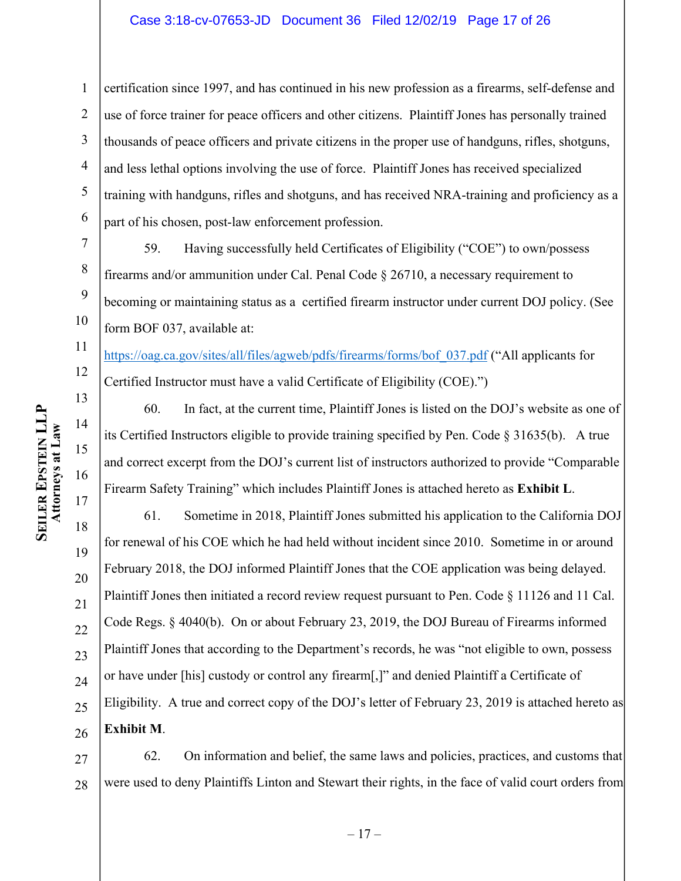certification since 1997, and has continued in his new profession as a firearms, self-defense and use of force trainer for peace officers and other citizens. Plaintiff Jones has personally trained thousands of peace officers and private citizens in the proper use of handguns, rifles, shotguns, and less lethal options involving the use of force. Plaintiff Jones has received specialized training with handguns, rifles and shotguns, and has received NRA-training and proficiency as a part of his chosen, post-law enforcement profession.

59. Having successfully held Certificates of Eligibility ("COE") to own/possess firearms and/or ammunition under Cal. Penal Code § 26710, a necessary requirement to becoming or maintaining status as a certified firearm instructor under current DOJ policy. (See form BOF 037, available at: https://oag.ca.gov/sites/all/files/agweb/pdfs/firearms/forms/bof_037.pdf ("All applicants for Certified Instructor must have a valid Certificate of Eligibility (COE).")

60. In fact, at the current time, Plaintiff Jones is listed on the DOJ's website as one of its Certified Instructors eligible to provide training specified by Pen. Code § 31635(b). A true and correct excerpt from the DOJ's current list of instructors authorized to provide "Comparable Firearm Safety Training" which includes Plaintiff Jones is attached hereto as **Exhibit L**.

61. Sometime in 2018, Plaintiff Jones submitted his application to the California DOJ for renewal of his COE which he had held without incident since 2010. Sometime in or around February 2018, the DOJ informed Plaintiff Jones that the COE application was being delayed. Plaintiff Jones then initiated a record review request pursuant to Pen. Code § 11126 and 11 Cal. Code Regs. § 4040(b). On or about February 23, 2019, the DOJ Bureau of Firearms informed Plaintiff Jones that according to the Department's records, he was "not eligible to own, possess or have under [his] custody or control any firearm[,]" and denied Plaintiff a Certificate of Eligibility. A true and correct copy of the DOJ's letter of February 23, 2019 is attached hereto as **Exhibit M**.

62. On information and belief, the same laws and policies, practices, and customs that were used to deny Plaintiffs Linton and Stewart their rights, in the face of valid court orders from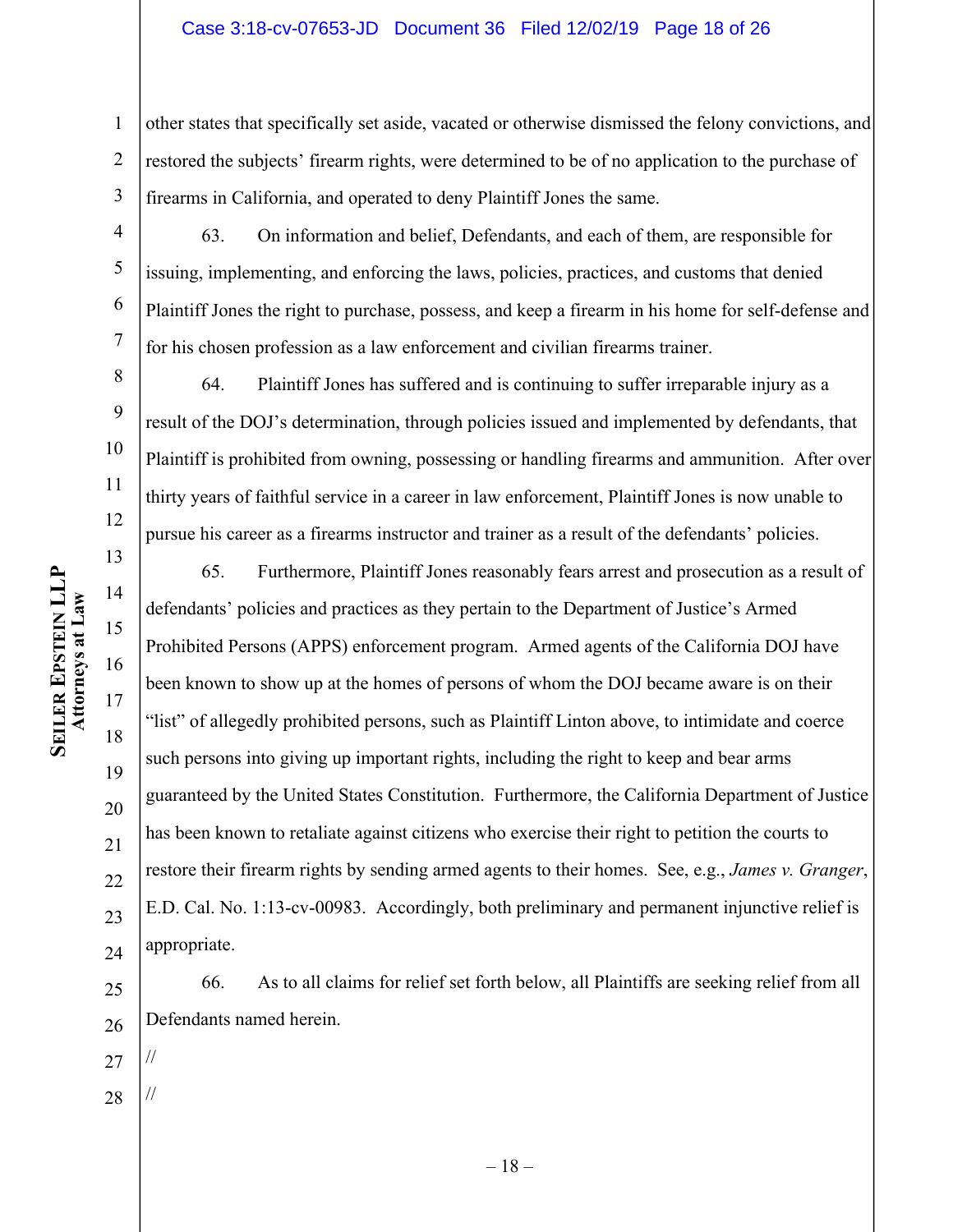other states that specifically set aside, vacated or otherwise dismissed the felony convictions, and restored the subjects' firearm rights, were determined to be of no application to the purchase of firearms in California, and operated to deny Plaintiff Jones the same.

63. On information and belief, Defendants, and each of them, are responsible for issuing, implementing, and enforcing the laws, policies, practices, and customs that denied Plaintiff Jones the right to purchase, possess, and keep a firearm in his home for self-defense and for his chosen profession as a law enforcement and civilian firearms trainer.

64. Plaintiff Jones has suffered and is continuing to suffer irreparable injury as a result of the DOJ's determination, through policies issued and implemented by defendants, that Plaintiff is prohibited from owning, possessing or handling firearms and ammunition. After over thirty years of faithful service in a career in law enforcement, Plaintiff Jones is now unable to pursue his career as a firearms instructor and trainer as a result of the defendants' policies.

65. Furthermore, Plaintiff Jones reasonably fears arrest and prosecution as a result of defendants' policies and practices as they pertain to the Department of Justice's Armed Prohibited Persons (APPS) enforcement program. Armed agents of the California DOJ have been known to show up at the homes of persons of whom the DOJ became aware is on their "list" of allegedly prohibited persons, such as Plaintiff Linton above, to intimidate and coerce such persons into giving up important rights, including the right to keep and bear arms guaranteed by the United States Constitution. Furthermore, the California Department of Justice has been known to retaliate against citizens who exercise their right to petition the courts to restore their firearm rights by sending armed agents to their homes. See, e.g., *James v. Granger*, E.D. Cal. No. 1:13-cv-00983. Accordingly, both preliminary and permanent injunctive relief is appropriate.

66. As to all claims for relief set forth below, all Plaintiffs are seeking relief from all Defendants named herein.

//

//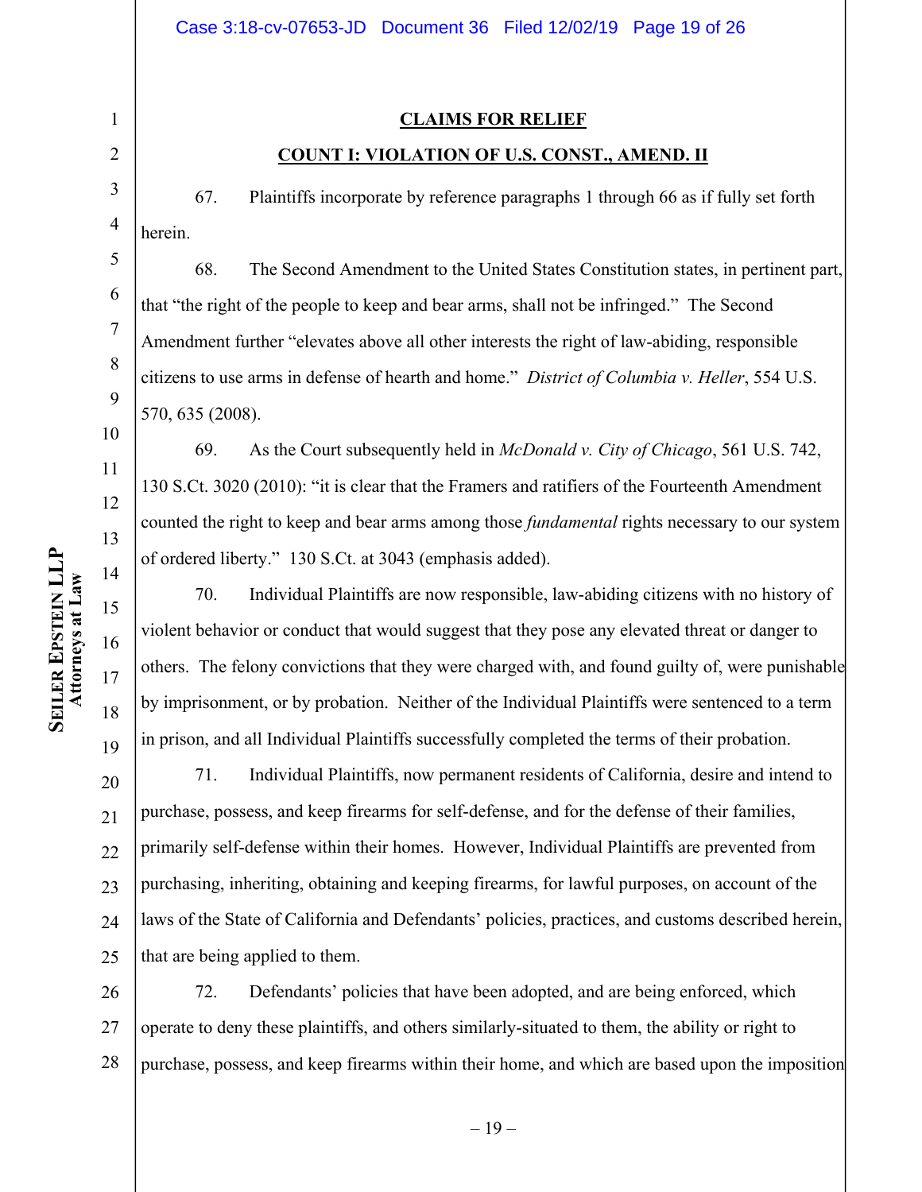**CLAIMS FOR RELIEF**

**COUNT I: VIOLATION OF U.S. CONST., AMEND. II**

67. Plaintiffs incorporate by reference paragraphs 1 through 66 as if fully set forth herein.

68. The Second Amendment to the United States Constitution states, in pertinent part, that "the right of the people to keep and bear arms, shall not be infringed." The Second Amendment further "elevates above all other interests the right of law-abiding, responsible citizens to use arms in defense of hearth and home." *District of Columbia v. Heller*, 554 U.S. 570, 635 (2008).

69. As the Court subsequently held in *McDonald v. City of Chicago*, 561 U.S. 742, 130 S.Ct. 3020 (2010): "it is clear that the Framers and ratifiers of the Fourteenth Amendment counted the right to keep and bear arms among those *fundamental* rights necessary to our system of ordered liberty." 130 S.Ct. at 3043 (emphasis added).

70. Individual Plaintiffs are now responsible, law-abiding citizens with no history of violent behavior or conduct that would suggest that they pose any elevated threat or danger to others. The felony convictions that they were charged with, and found guilty of, were punishable by imprisonment, or by probation. Neither of the Individual Plaintiffs were sentenced to a term in prison, and all Individual Plaintiffs successfully completed the terms of their probation.

71. Individual Plaintiffs, now permanent residents of California, desire and intend to purchase, possess, and keep firearms for self-defense, and for the defense of their families, primarily self-defense within their homes. However, Individual Plaintiffs are prevented from purchasing, inheriting, obtaining and keeping firearms, for lawful purposes, on account of the laws of the State of California and Defendants' policies, practices, and customs described herein, that are being applied to them.

72. Defendants' policies that have been adopted, and are being enforced, which operate to deny these plaintiffs, and others similarly-situated to them, the ability or right to purchase, possess, and keep firearms within their home, and which are based upon the imposition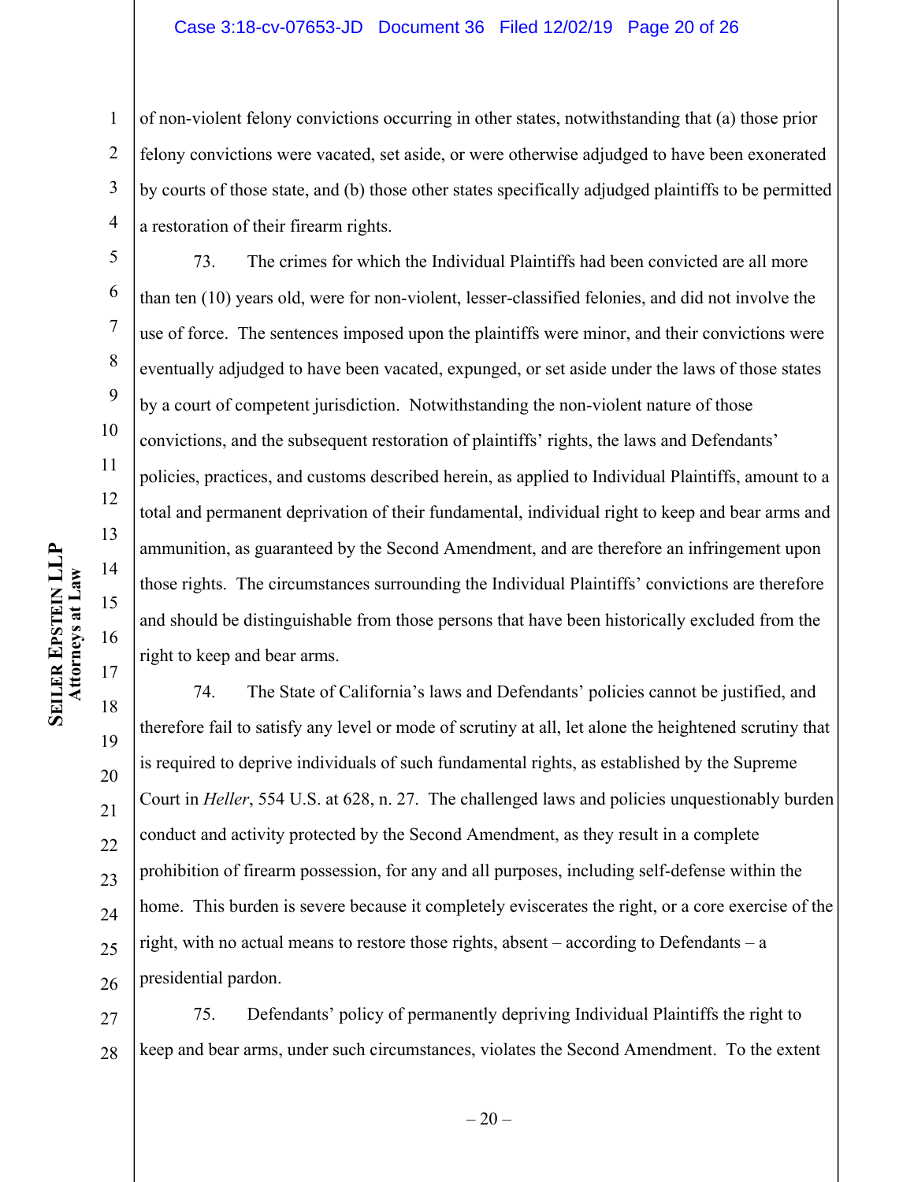of non-violent felony convictions occurring in other states, notwithstanding that (a) those prior felony convictions were vacated, set aside, or were otherwise adjudged to have been exonerated by courts of those state, and (b) those other states specifically adjudged plaintiffs to be permitted a restoration of their firearm rights.

73. The crimes for which the Individual Plaintiffs had been convicted are all more than ten (10) years old, were for non-violent, lesser-classified felonies, and did not involve the use of force. The sentences imposed upon the plaintiffs were minor, and their convictions were eventually adjudged to have been vacated, expunged, or set aside under the laws of those states by a court of competent jurisdiction. Notwithstanding the non-violent nature of those convictions, and the subsequent restoration of plaintiffs' rights, the laws and Defendants' policies, practices, and customs described herein, as applied to Individual Plaintiffs, amount to a total and permanent deprivation of their fundamental, individual right to keep and bear arms and ammunition, as guaranteed by the Second Amendment, and are therefore an infringement upon those rights. The circumstances surrounding the Individual Plaintiffs' convictions are therefore and should be distinguishable from those persons that have been historically excluded from the right to keep and bear arms.

74. The State of California's laws and Defendants' policies cannot be justified, and therefore fail to satisfy any level or mode of scrutiny at all, let alone the heightened scrutiny that is required to deprive individuals of such fundamental rights, as established by the Supreme Court in *Heller*, 554 U.S. at 628, n. 27. The challenged laws and policies unquestionably burden conduct and activity protected by the Second Amendment, as they result in a complete prohibition of firearm possession, for any and all purposes, including self-defense within the home. This burden is severe because it completely eviscerates the right, or a core exercise of the right, with no actual means to restore those rights, absent – according to Defendants – a presidential pardon.

75. Defendants' policy of permanently depriving Individual Plaintiffs the right to keep and bear arms, under such circumstances, violates the Second Amendment. To the extent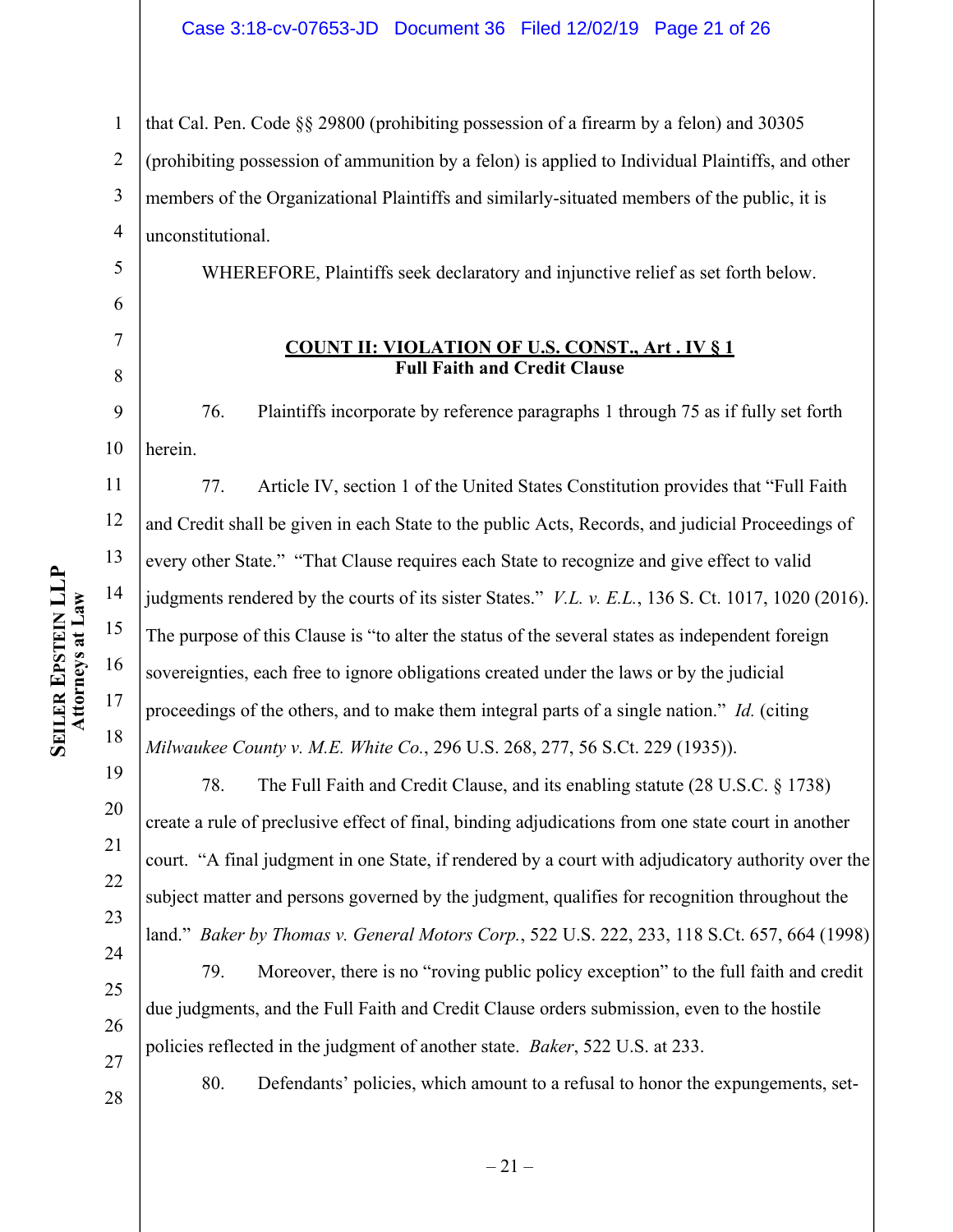that Cal. Pen. Code §§ 29800 (prohibiting possession of a firearm by a felon) and 30305 (prohibiting possession of ammunition by a felon) is applied to Individual Plaintiffs, and other members of the Organizational Plaintiffs and similarly-situated members of the public, it is unconstitutional.

WHEREFORE, Plaintiffs seek declaratory and injunctive relief as set forth below.

**COUNT II: VIOLATION OF U.S. CONST., Art . IV § 1**
**Full Faith and Credit Clause**

76. Plaintiffs incorporate by reference paragraphs 1 through 75 as if fully set forth herein.

77. Article IV, section 1 of the United States Constitution provides that "Full Faith and Credit shall be given in each State to the public Acts, Records, and judicial Proceedings of every other State." "That Clause requires each State to recognize and give effect to valid judgments rendered by the courts of its sister States." *V.L. v. E.L.*, 136 S. Ct. 1017, 1020 (2016). The purpose of this Clause is "to alter the status of the several states as independent foreign sovereignties, each free to ignore obligations created under the laws or by the judicial proceedings of the others, and to make them integral parts of a single nation." *Id.* (citing *Milwaukee County v. M.E. White Co.*, 296 U.S. 268, 277, 56 S.Ct. 229 (1935)).

78. The Full Faith and Credit Clause, and its enabling statute (28 U.S.C. § 1738) create a rule of preclusive effect of final, binding adjudications from one state court in another court. "A final judgment in one State, if rendered by a court with adjudicatory authority over the subject matter and persons governed by the judgment, qualifies for recognition throughout the land." *Baker by Thomas v. General Motors Corp.*, 522 U.S. 222, 233, 118 S.Ct. 657, 664 (1998)

79. Moreover, there is no "roving public policy exception" to the full faith and credit due judgments, and the Full Faith and Credit Clause orders submission, even to the hostile policies reflected in the judgment of another state. *Baker*, 522 U.S. at 233.

80. Defendants' policies, which amount to a refusal to honor the expungements, set-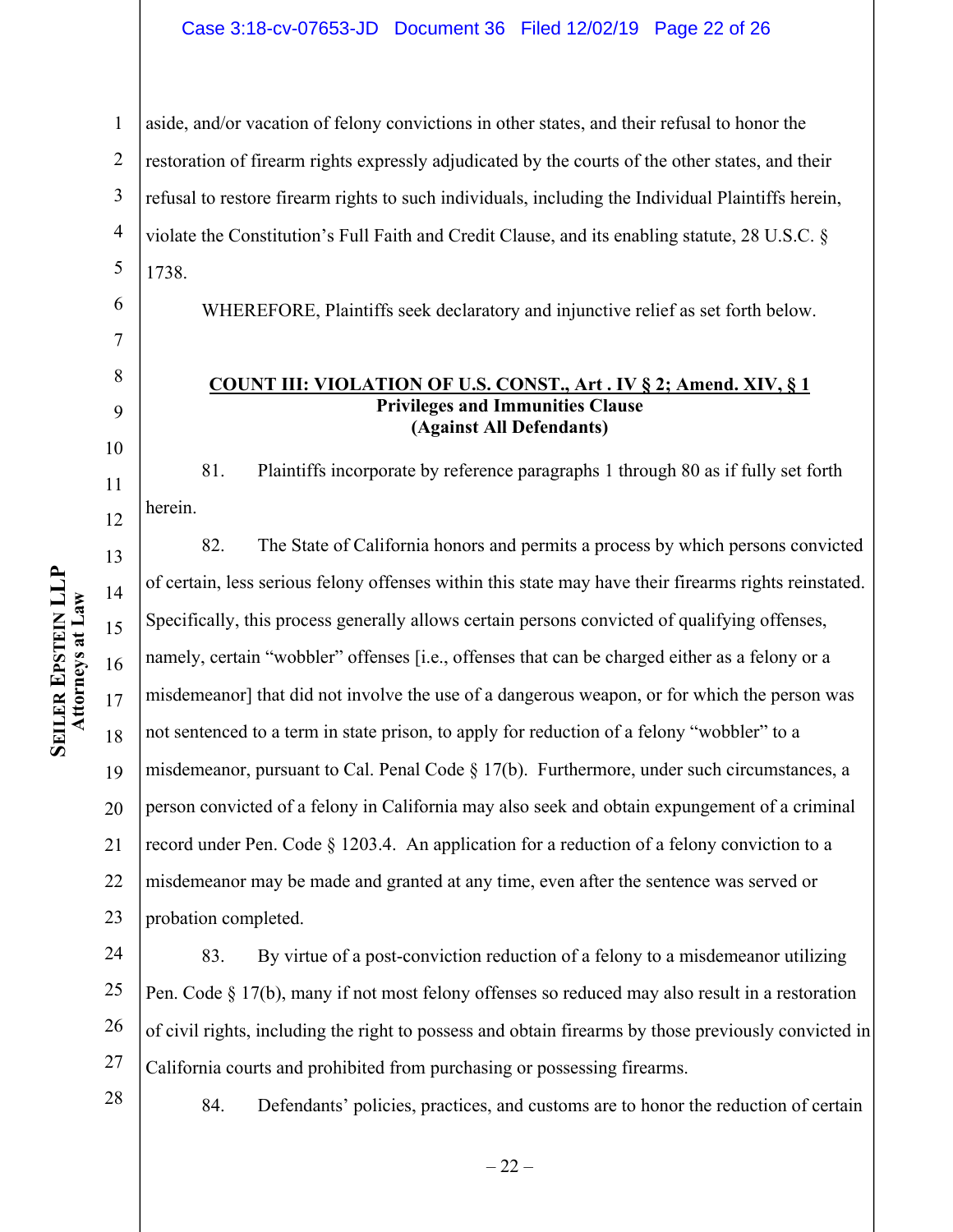aside, and/or vacation of felony convictions in other states, and their refusal to honor the restoration of firearm rights expressly adjudicated by the courts of the other states, and their refusal to restore firearm rights to such individuals, including the Individual Plaintiffs herein, violate the Constitution's Full Faith and Credit Clause, and its enabling statute, 28 U.S.C. § 1738.

WHEREFORE, Plaintiffs seek declaratory and injunctive relief as set forth below.

**COUNT III: VIOLATION OF U.S. CONST., Art . IV § 2; Amend. XIV, § 1**
**Privileges and Immunities Clause**
**(Against All Defendants)**

81. Plaintiffs incorporate by reference paragraphs 1 through 80 as if fully set forth herein.

82. The State of California honors and permits a process by which persons convicted of certain, less serious felony offenses within this state may have their firearms rights reinstated. Specifically, this process generally allows certain persons convicted of qualifying offenses, namely, certain "wobbler" offenses [i.e., offenses that can be charged either as a felony or a misdemeanor] that did not involve the use of a dangerous weapon, or for which the person was not sentenced to a term in state prison, to apply for reduction of a felony "wobbler" to a misdemeanor, pursuant to Cal. Penal Code § 17(b). Furthermore, under such circumstances, a person convicted of a felony in California may also seek and obtain expungement of a criminal record under Pen. Code § 1203.4. An application for a reduction of a felony conviction to a misdemeanor may be made and granted at any time, even after the sentence was served or probation completed.

83. By virtue of a post-conviction reduction of a felony to a misdemeanor utilizing Pen. Code § 17(b), many if not most felony offenses so reduced may also result in a restoration of civil rights, including the right to possess and obtain firearms by those previously convicted in California courts and prohibited from purchasing or possessing firearms.

84. Defendants' policies, practices, and customs are to honor the reduction of certain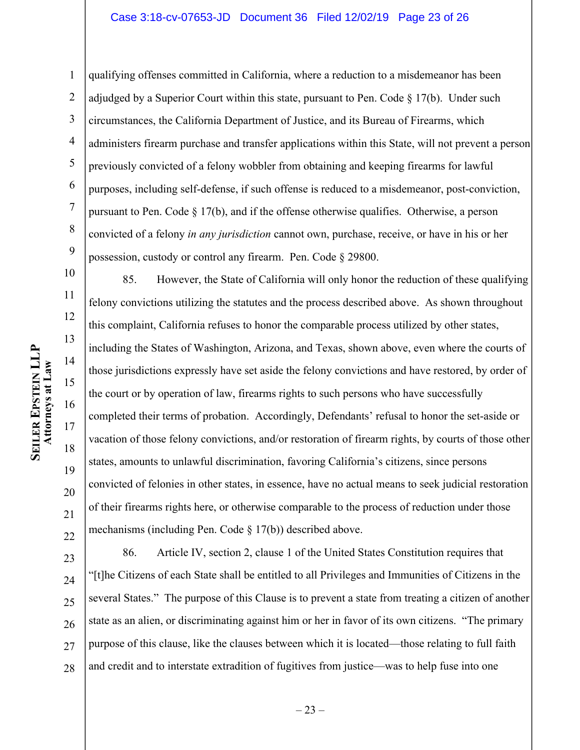qualifying offenses committed in California, where a reduction to a misdemeanor has been adjudged by a Superior Court within this state, pursuant to Pen. Code § 17(b). Under such circumstances, the California Department of Justice, and its Bureau of Firearms, which administers firearm purchase and transfer applications within this State, will not prevent a person previously convicted of a felony wobbler from obtaining and keeping firearms for lawful purposes, including self-defense, if such offense is reduced to a misdemeanor, post-conviction, pursuant to Pen. Code § 17(b), and if the offense otherwise qualifies. Otherwise, a person convicted of a felony *in any jurisdiction* cannot own, purchase, receive, or have in his or her possession, custody or control any firearm. Pen. Code § 29800.

85. However, the State of California will only honor the reduction of these qualifying felony convictions utilizing the statutes and the process described above. As shown throughout this complaint, California refuses to honor the comparable process utilized by other states, including the States of Washington, Arizona, and Texas, shown above, even where the courts of those jurisdictions expressly have set aside the felony convictions and have restored, by order of the court or by operation of law, firearms rights to such persons who have successfully completed their terms of probation. Accordingly, Defendants' refusal to honor the set-aside or vacation of those felony convictions, and/or restoration of firearm rights, by courts of those other states, amounts to unlawful discrimination, favoring California's citizens, since persons convicted of felonies in other states, in essence, have no actual means to seek judicial restoration of their firearms rights here, or otherwise comparable to the process of reduction under those mechanisms (including Pen. Code § 17(b)) described above.

86. Article IV, section 2, clause 1 of the United States Constitution requires that "[t]he Citizens of each State shall be entitled to all Privileges and Immunities of Citizens in the several States." The purpose of this Clause is to prevent a state from treating a citizen of another state as an alien, or discriminating against him or her in favor of its own citizens. "The primary purpose of this clause, like the clauses between which it is located—those relating to full faith and credit and to interstate extradition of fugitives from justice—was to help fuse into one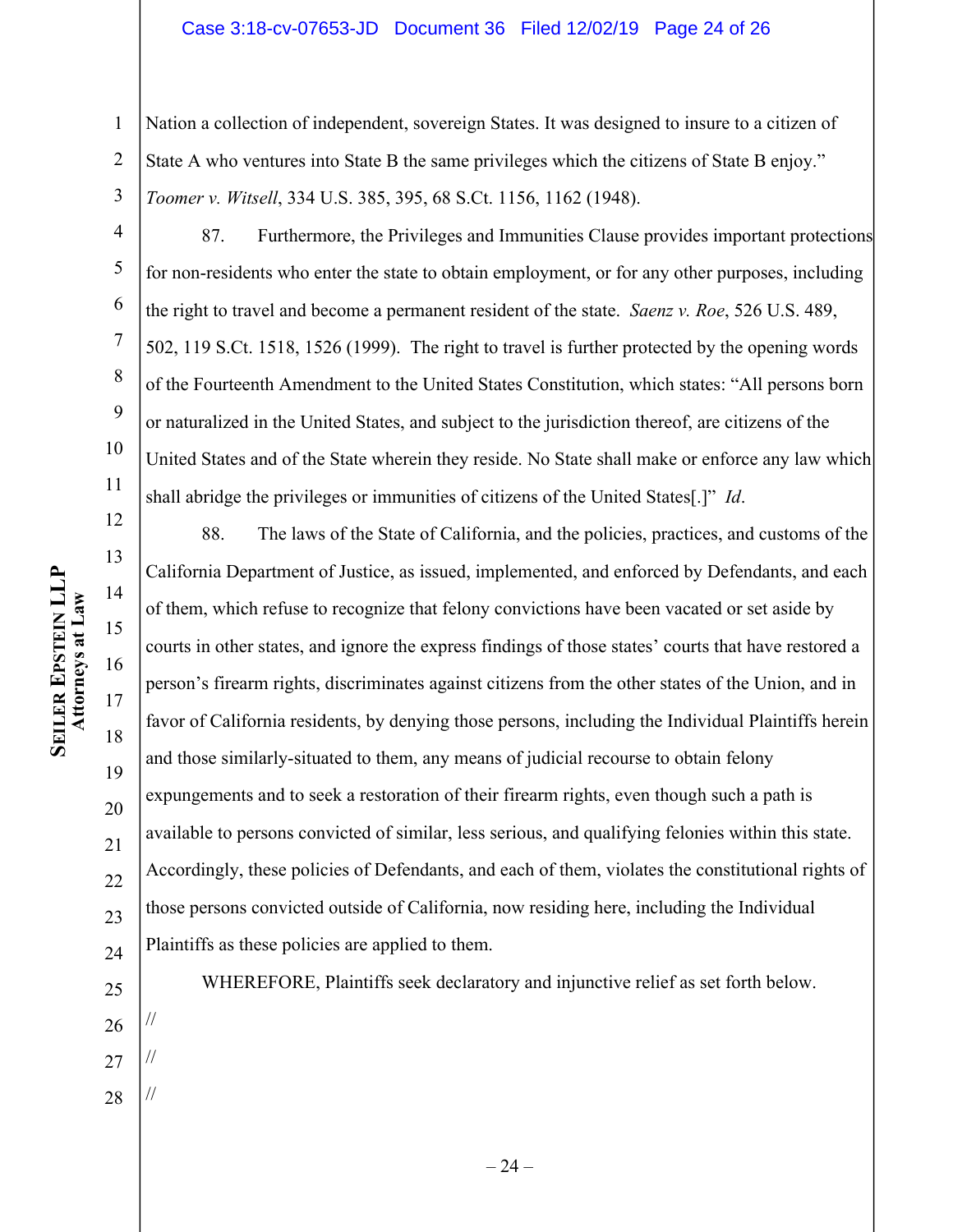Nation a collection of independent, sovereign States. It was designed to insure to a citizen of State A who ventures into State B the same privileges which the citizens of State B enjoy." *Toomer v. Witsell*, 334 U.S. 385, 395, 68 S.Ct. 1156, 1162 (1948).

87. Furthermore, the Privileges and Immunities Clause provides important protections for non-residents who enter the state to obtain employment, or for any other purposes, including the right to travel and become a permanent resident of the state. *Saenz v. Roe*, 526 U.S. 489, 502, 119 S.Ct. 1518, 1526 (1999). The right to travel is further protected by the opening words of the Fourteenth Amendment to the United States Constitution, which states: "All persons born or naturalized in the United States, and subject to the jurisdiction thereof, are citizens of the United States and of the State wherein they reside. No State shall make or enforce any law which shall abridge the privileges or immunities of citizens of the United States[.]" *Id*.

88. The laws of the State of California, and the policies, practices, and customs of the California Department of Justice, as issued, implemented, and enforced by Defendants, and each of them, which refuse to recognize that felony convictions have been vacated or set aside by courts in other states, and ignore the express findings of those states' courts that have restored a person's firearm rights, discriminates against citizens from the other states of the Union, and in favor of California residents, by denying those persons, including the Individual Plaintiffs herein and those similarly-situated to them, any means of judicial recourse to obtain felony expungements and to seek a restoration of their firearm rights, even though such a path is available to persons convicted of similar, less serious, and qualifying felonies within this state. Accordingly, these policies of Defendants, and each of them, violates the constitutional rights of those persons convicted outside of California, now residing here, including the Individual Plaintiffs as these policies are applied to them.

WHEREFORE, Plaintiffs seek declaratory and injunctive relief as set forth below.

//

//

//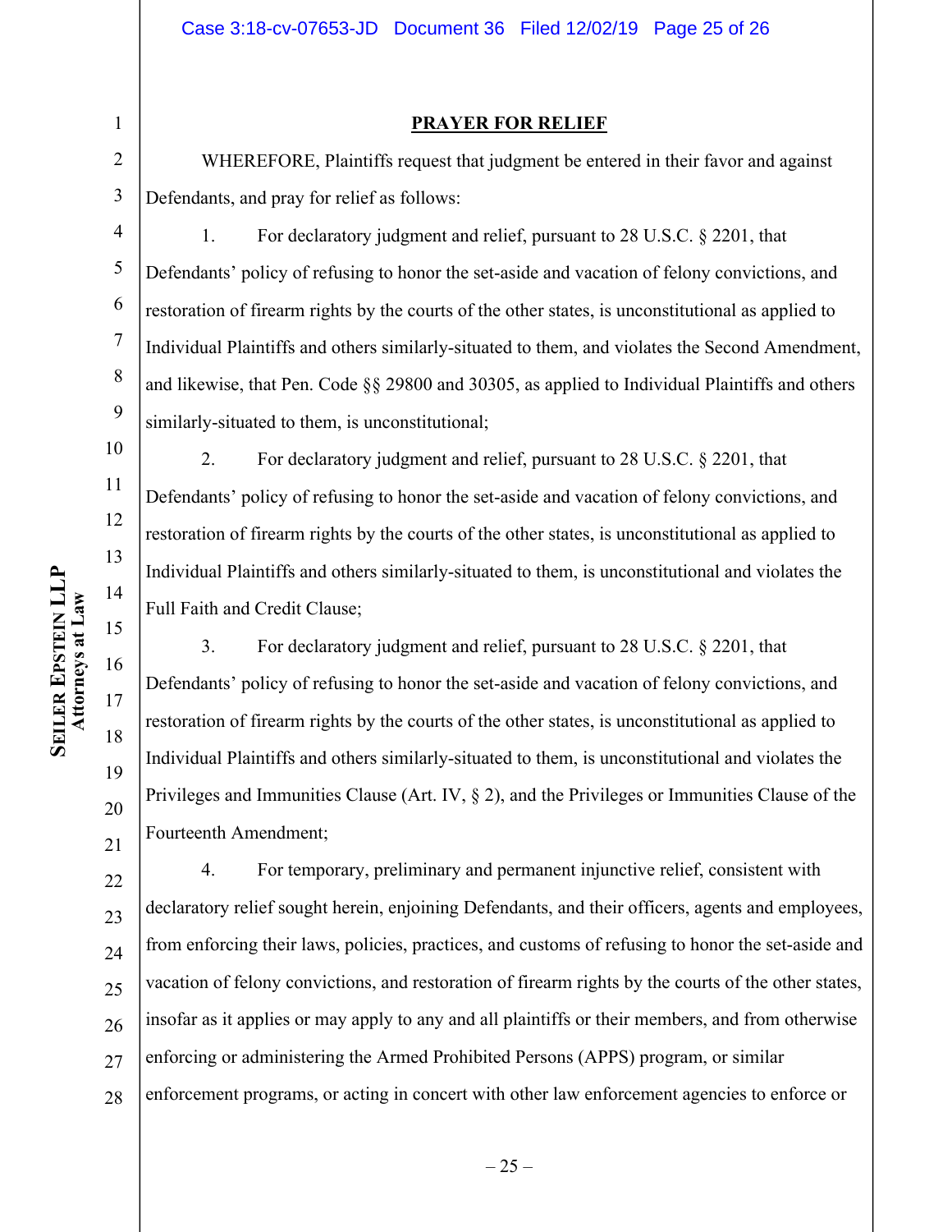## PRAYER FOR RELIEF

WHEREFORE, Plaintiffs request that judgment be entered in their favor and against Defendants, and pray for relief as follows:

1. For declaratory judgment and relief, pursuant to 28 U.S.C. § 2201, that Defendants' policy of refusing to honor the set-aside and vacation of felony convictions, and restoration of firearm rights by the courts of the other states, is unconstitutional as applied to Individual Plaintiffs and others similarly-situated to them, and violates the Second Amendment, and likewise, that Pen. Code §§ 29800 and 30305, as applied to Individual Plaintiffs and others similarly-situated to them, is unconstitutional;

2. For declaratory judgment and relief, pursuant to 28 U.S.C. § 2201, that Defendants' policy of refusing to honor the set-aside and vacation of felony convictions, and restoration of firearm rights by the courts of the other states, is unconstitutional as applied to Individual Plaintiffs and others similarly-situated to them, is unconstitutional and violates the Full Faith and Credit Clause;

3. For declaratory judgment and relief, pursuant to 28 U.S.C. § 2201, that Defendants' policy of refusing to honor the set-aside and vacation of felony convictions, and restoration of firearm rights by the courts of the other states, is unconstitutional as applied to Individual Plaintiffs and others similarly-situated to them, is unconstitutional and violates the Privileges and Immunities Clause (Art. IV, § 2), and the Privileges or Immunities Clause of the Fourteenth Amendment;

4. For temporary, preliminary and permanent injunctive relief, consistent with declaratory relief sought herein, enjoining Defendants, and their officers, agents and employees, from enforcing their laws, policies, practices, and customs of refusing to honor the set-aside and vacation of felony convictions, and restoration of firearm rights by the courts of the other states, insofar as it applies or may apply to any and all plaintiffs or their members, and from otherwise enforcing or administering the Armed Prohibited Persons (APPS) program, or similar enforcement programs, or acting in concert with other law enforcement agencies to enforce or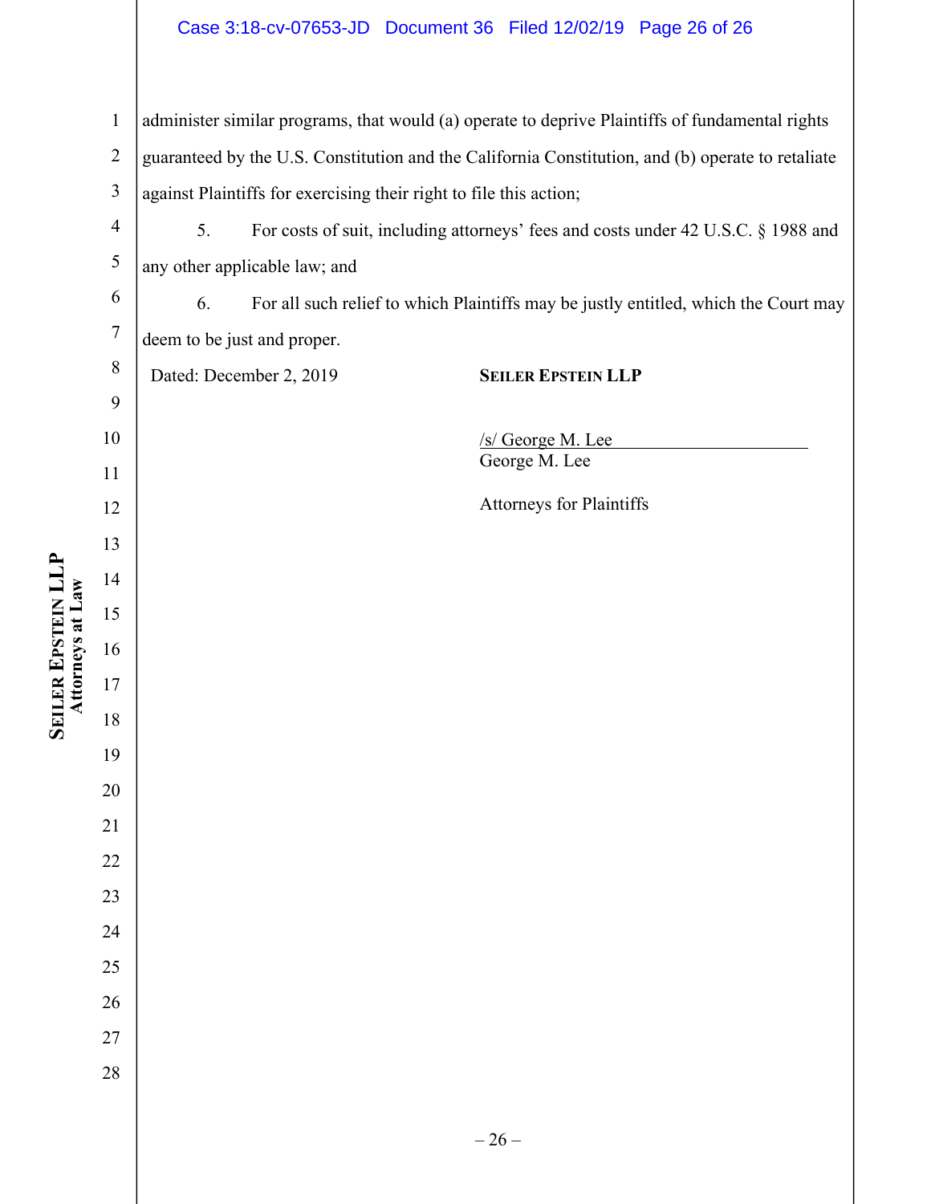administer similar programs, that would (a) operate to deprive Plaintiffs of fundamental rights guaranteed by the U.S. Constitution and the California Constitution, and (b) operate to retaliate against Plaintiffs for exercising their right to file this action;

5. For costs of suit, including attorneys' fees and costs under 42 U.S.C. § 1988 and any other applicable law; and

6. For all such relief to which Plaintiffs may be justly entitled, which the Court may deem to be just and proper.

Dated: December 2, 2019

**SEILER EPSTEIN LLP**

/s/ George M. Lee
George M. Lee

Attorneys for Plaintiffs